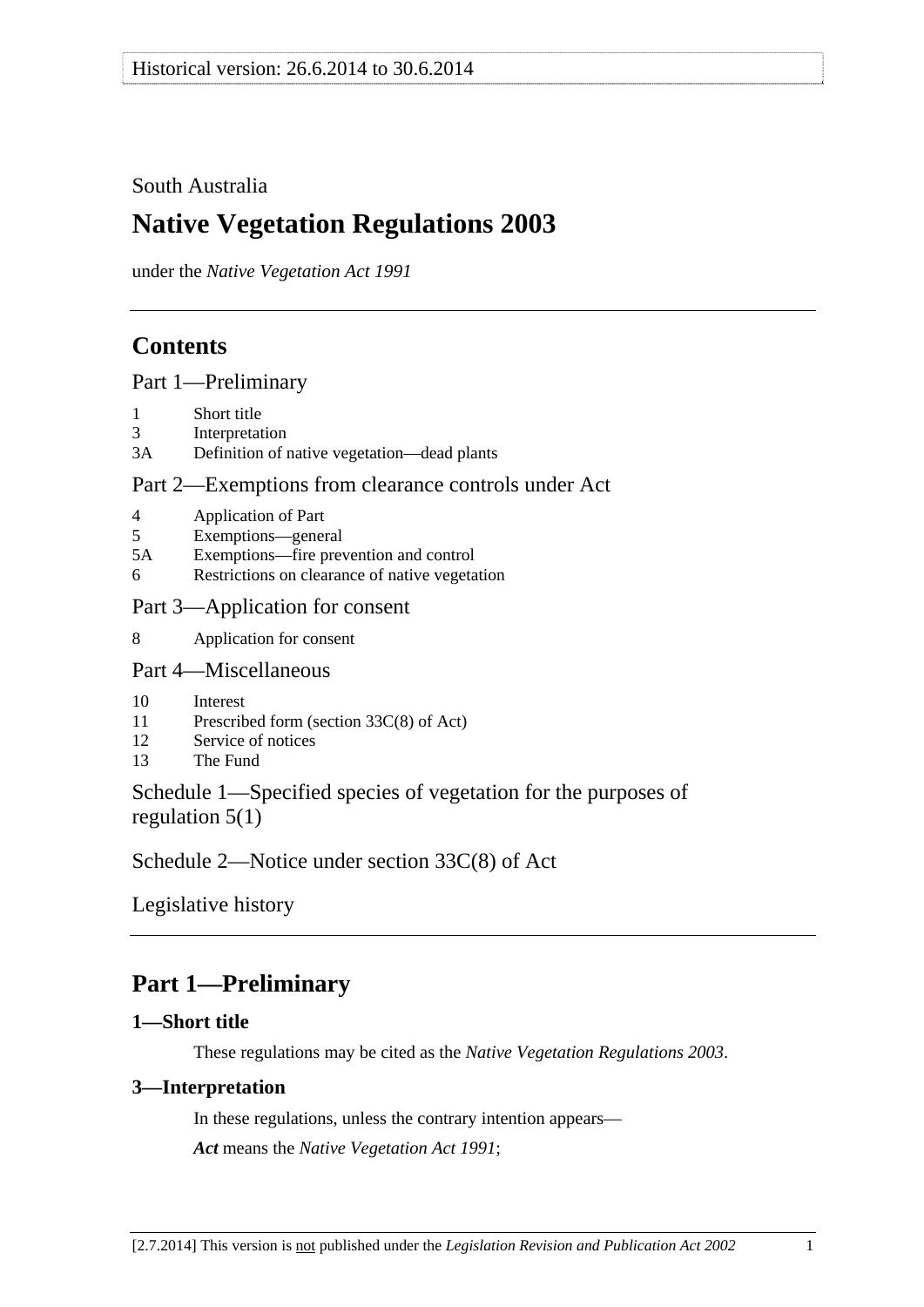South Australia

# Native Vegetation Regulations 2003

under the *Native Vegetation Act 1991*

## Contents

Part 1—Preliminary

1 Short title
3 Interpretation
3A Definition of native vegetation—dead plants

Part 2—Exemptions from clearance controls under Act

4 Application of Part
5 Exemptions—general
5A Exemptions—fire prevention and control
6 Restrictions on clearance of native vegetation

Part 3—Application for consent

8 Application for consent

Part 4—Miscellaneous

10 Interest
11 Prescribed form (section 33C(8) of Act)
12 Service of notices
13 The Fund

Schedule 1—Specified species of vegetation for the purposes of regulation 5(1)

Schedule 2—Notice under section 33C(8) of Act

Legislative history

## Part 1—Preliminary

### 1—Short title

These regulations may be cited as the *Native Vegetation Regulations 2003*.

### 3—Interpretation

In these regulations, unless the contrary intention appears—

***Act*** means the *Native Vegetation Act 1991*;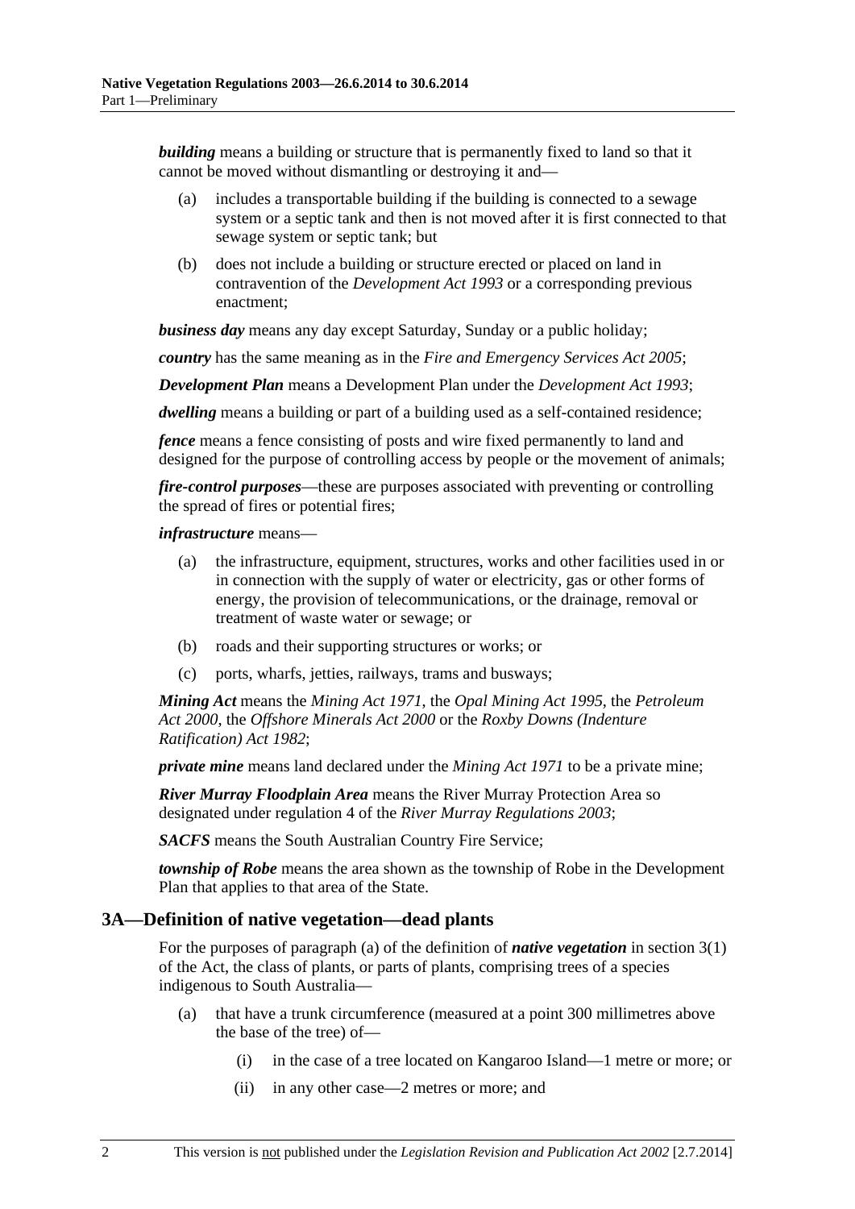***building*** means a building or structure that is permanently fixed to land so that it cannot be moved without dismantling or destroying it and—

(a) includes a transportable building if the building is connected to a sewage system or a septic tank and then is not moved after it is first connected to that sewage system or septic tank; but

(b) does not include a building or structure erected or placed on land in contravention of the *Development Act 1993* or a corresponding previous enactment;

***business day*** means any day except Saturday, Sunday or a public holiday;

***country*** has the same meaning as in the *Fire and Emergency Services Act 2005*;

***Development Plan*** means a Development Plan under the *Development Act 1993*;

***dwelling*** means a building or part of a building used as a self-contained residence;

***fence*** means a fence consisting of posts and wire fixed permanently to land and designed for the purpose of controlling access by people or the movement of animals;

***fire-control purposes***—these are purposes associated with preventing or controlling the spread of fires or potential fires;

***infrastructure*** means—

(a) the infrastructure, equipment, structures, works and other facilities used in or in connection with the supply of water or electricity, gas or other forms of energy, the provision of telecommunications, or the drainage, removal or treatment of waste water or sewage; or

(b) roads and their supporting structures or works; or

(c) ports, wharfs, jetties, railways, trams and busways;

***Mining Act*** means the *Mining Act 1971*, the *Opal Mining Act 1995*, the *Petroleum Act 2000*, the *Offshore Minerals Act 2000* or the *Roxby Downs (Indenture Ratification) Act 1982*;

***private mine*** means land declared under the *Mining Act 1971* to be a private mine;

***River Murray Floodplain Area*** means the River Murray Protection Area so designated under regulation 4 of the *River Murray Regulations 2003*;

***SACFS*** means the South Australian Country Fire Service;

***township of Robe*** means the area shown as the township of Robe in the Development Plan that applies to that area of the State.

## 3A—Definition of native vegetation—dead plants

For the purposes of paragraph (a) of the definition of ***native vegetation*** in section 3(1) of the Act, the class of plants, or parts of plants, comprising trees of a species indigenous to South Australia—

(a) that have a trunk circumference (measured at a point 300 millimetres above the base of the tree) of—

 (i) in the case of a tree located on Kangaroo Island—1 metre or more; or

 (ii) in any other case—2 metres or more; and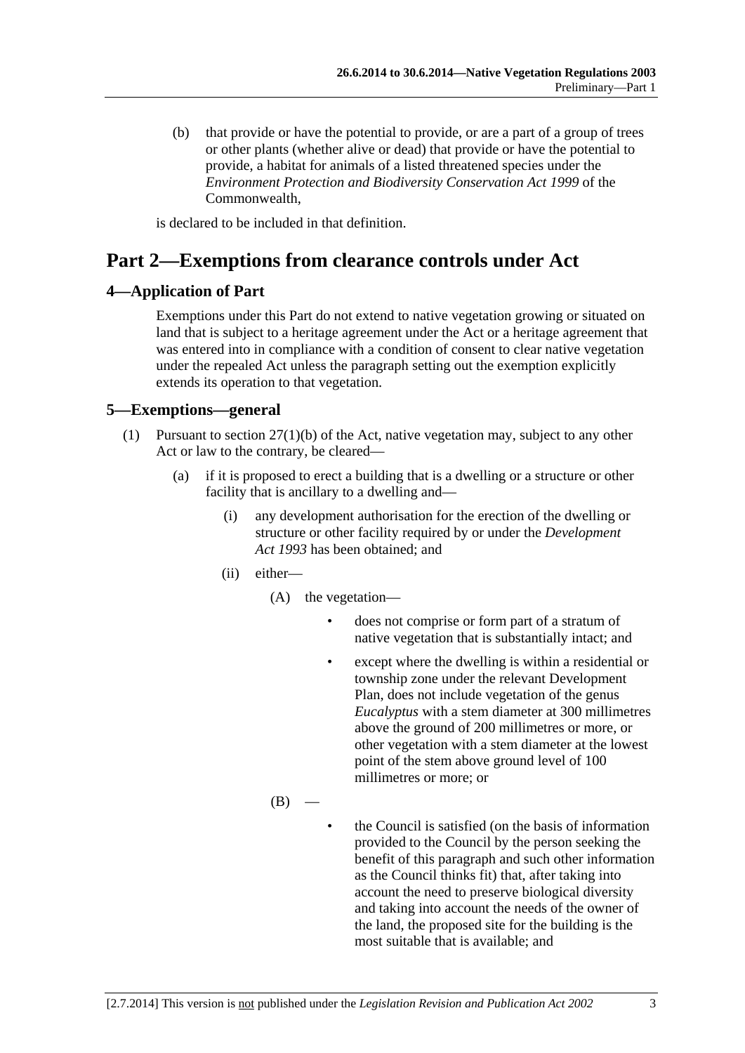(b) that provide or have the potential to provide, or are a part of a group of trees or other plants (whether alive or dead) that provide or have the potential to provide, a habitat for animals of a listed threatened species under the *Environment Protection and Biodiversity Conservation Act 1999* of the Commonwealth,

is declared to be included in that definition.

# Part 2—Exemptions from clearance controls under Act

## 4—Application of Part

Exemptions under this Part do not extend to native vegetation growing or situated on land that is subject to a heritage agreement under the Act or a heritage agreement that was entered into in compliance with a condition of consent to clear native vegetation under the repealed Act unless the paragraph setting out the exemption explicitly extends its operation to that vegetation.

## 5—Exemptions—general

(1) Pursuant to section 27(1)(b) of the Act, native vegetation may, subject to any other Act or law to the contrary, be cleared—

(a) if it is proposed to erect a building that is a dwelling or a structure or other facility that is ancillary to a dwelling and—

(i) any development authorisation for the erection of the dwelling or structure or other facility required by or under the *Development Act 1993* has been obtained; and

(ii) either—

(A) the vegetation—

- does not comprise or form part of a stratum of native vegetation that is substantially intact; and
- except where the dwelling is within a residential or township zone under the relevant Development Plan, does not include vegetation of the genus *Eucalyptus* with a stem diameter at 300 millimetres above the ground of 200 millimetres or more, or other vegetation with a stem diameter at the lowest point of the stem above ground level of 100 millimetres or more; or

(B) —

- the Council is satisfied (on the basis of information provided to the Council by the person seeking the benefit of this paragraph and such other information as the Council thinks fit) that, after taking into account the need to preserve biological diversity and taking into account the needs of the owner of the land, the proposed site for the building is the most suitable that is available; and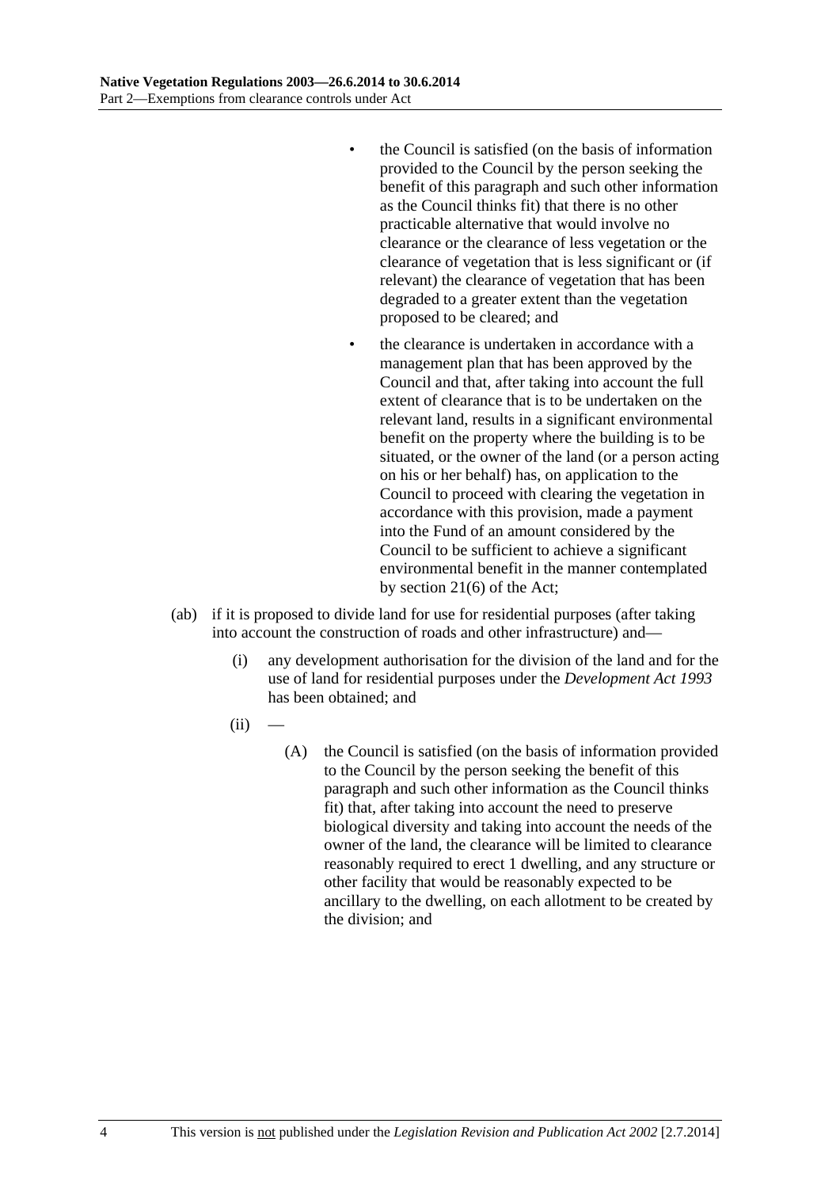- the Council is satisfied (on the basis of information provided to the Council by the person seeking the benefit of this paragraph and such other information as the Council thinks fit) that there is no other practicable alternative that would involve no clearance or the clearance of less vegetation or the clearance of vegetation that is less significant or (if relevant) the clearance of vegetation that has been degraded to a greater extent than the vegetation proposed to be cleared; and

- the clearance is undertaken in accordance with a management plan that has been approved by the Council and that, after taking into account the full extent of clearance that is to be undertaken on the relevant land, results in a significant environmental benefit on the property where the building is to be situated, or the owner of the land (or a person acting on his or her behalf) has, on application to the Council to proceed with clearing the vegetation in accordance with this provision, made a payment into the Fund of an amount considered by the Council to be sufficient to achieve a significant environmental benefit in the manner contemplated by section 21(6) of the Act;

(ab) if it is proposed to divide land for use for residential purposes (after taking into account the construction of roads and other infrastructure) and—

(i) any development authorisation for the division of the land and for the use of land for residential purposes under the *Development Act 1993* has been obtained; and

(ii) —

(A) the Council is satisfied (on the basis of information provided to the Council by the person seeking the benefit of this paragraph and such other information as the Council thinks fit) that, after taking into account the need to preserve biological diversity and taking into account the needs of the owner of the land, the clearance will be limited to clearance reasonably required to erect 1 dwelling, and any structure or other facility that would be reasonably expected to be ancillary to the dwelling, on each allotment to be created by the division; and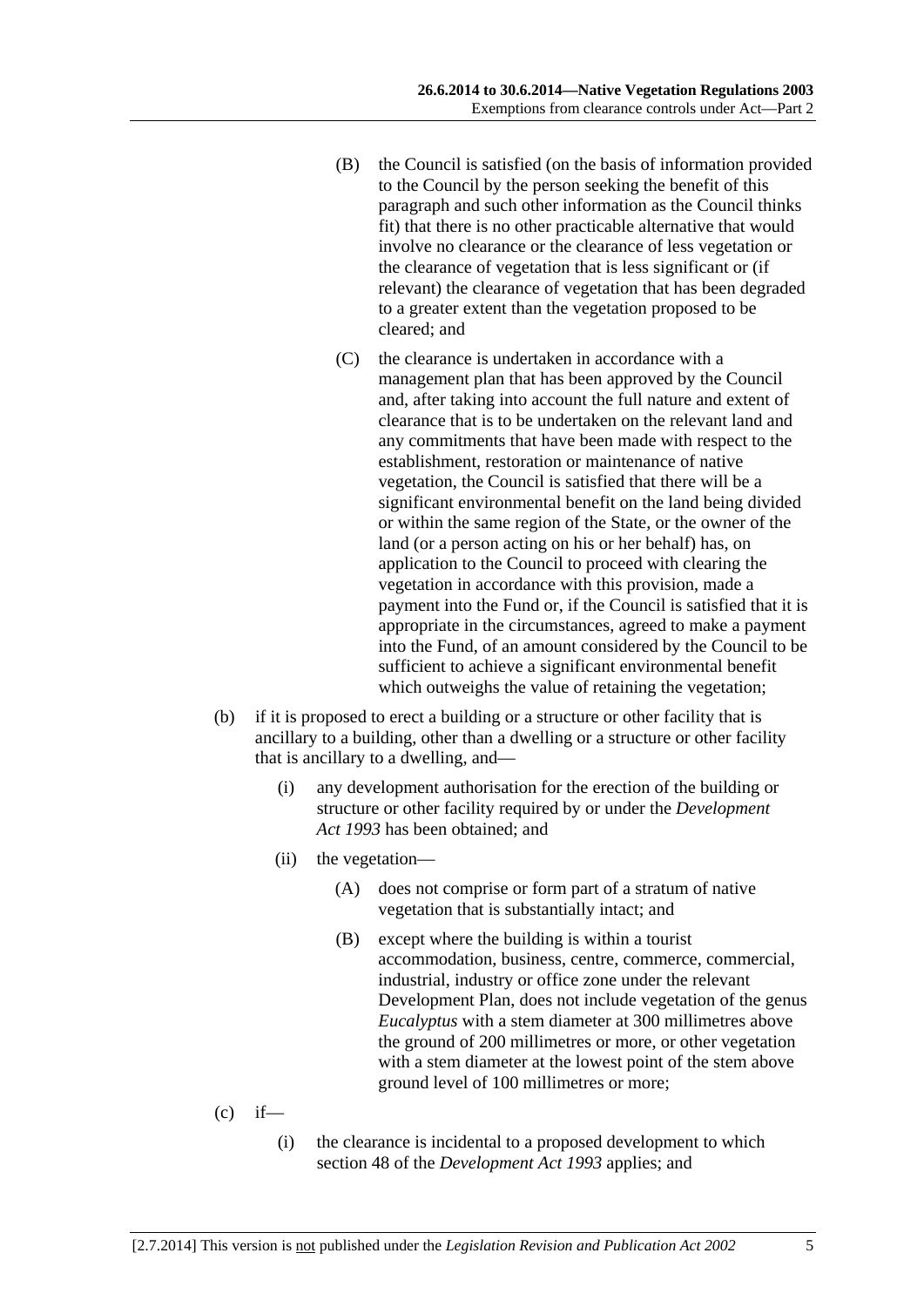(B) the Council is satisfied (on the basis of information provided to the Council by the person seeking the benefit of this paragraph and such other information as the Council thinks fit) that there is no other practicable alternative that would involve no clearance or the clearance of less vegetation or the clearance of vegetation that is less significant or (if relevant) the clearance of vegetation that has been degraded to a greater extent than the vegetation proposed to be cleared; and

(C) the clearance is undertaken in accordance with a management plan that has been approved by the Council and, after taking into account the full nature and extent of clearance that is to be undertaken on the relevant land and any commitments that have been made with respect to the establishment, restoration or maintenance of native vegetation, the Council is satisfied that there will be a significant environmental benefit on the land being divided or within the same region of the State, or the owner of the land (or a person acting on his or her behalf) has, on application to the Council to proceed with clearing the vegetation in accordance with this provision, made a payment into the Fund or, if the Council is satisfied that it is appropriate in the circumstances, agreed to make a payment into the Fund, of an amount considered by the Council to be sufficient to achieve a significant environmental benefit which outweighs the value of retaining the vegetation;

(b) if it is proposed to erect a building or a structure or other facility that is ancillary to a building, other than a dwelling or a structure or other facility that is ancillary to a dwelling, and—

(i) any development authorisation for the erection of the building or structure or other facility required by or under the *Development Act 1993* has been obtained; and

(ii) the vegetation—

(A) does not comprise or form part of a stratum of native vegetation that is substantially intact; and

(B) except where the building is within a tourist accommodation, business, centre, commerce, commercial, industrial, industry or office zone under the relevant Development Plan, does not include vegetation of the genus *Eucalyptus* with a stem diameter at 300 millimetres above the ground of 200 millimetres or more, or other vegetation with a stem diameter at the lowest point of the stem above ground level of 100 millimetres or more;

(c) if—

(i) the clearance is incidental to a proposed development to which section 48 of the *Development Act 1993* applies; and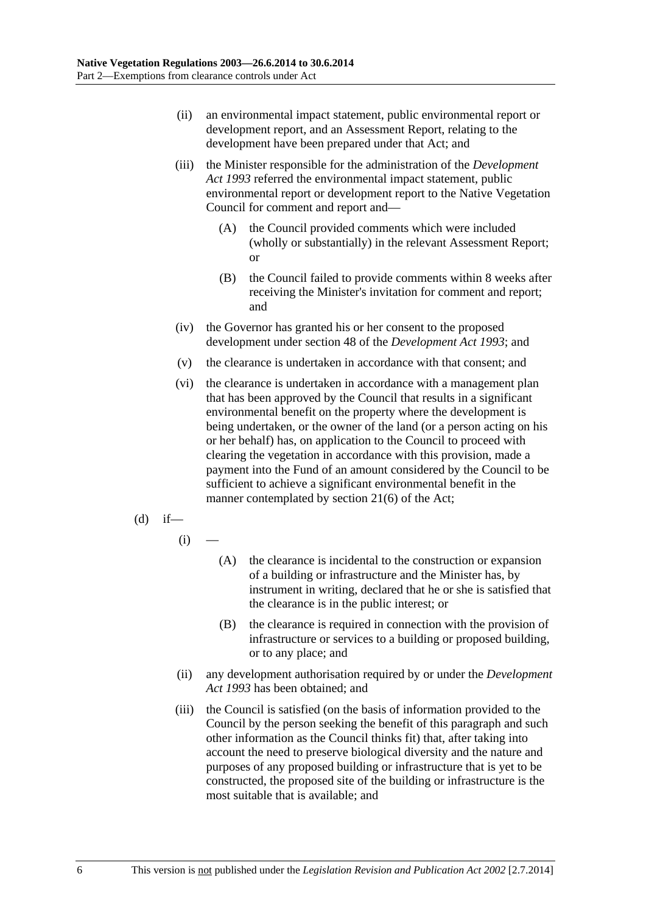(ii) an environmental impact statement, public environmental report or development report, and an Assessment Report, relating to the development have been prepared under that Act; and

(iii) the Minister responsible for the administration of the *Development Act 1993* referred the environmental impact statement, public environmental report or development report to the Native Vegetation Council for comment and report and—

(A) the Council provided comments which were included (wholly or substantially) in the relevant Assessment Report; or

(B) the Council failed to provide comments within 8 weeks after receiving the Minister's invitation for comment and report; and

(iv) the Governor has granted his or her consent to the proposed development under section 48 of the *Development Act 1993*; and

(v) the clearance is undertaken in accordance with that consent; and

(vi) the clearance is undertaken in accordance with a management plan that has been approved by the Council that results in a significant environmental benefit on the property where the development is being undertaken, or the owner of the land (or a person acting on his or her behalf) has, on application to the Council to proceed with clearing the vegetation in accordance with this provision, made a payment into the Fund of an amount considered by the Council to be sufficient to achieve a significant environmental benefit in the manner contemplated by section 21(6) of the Act;

(d) if—

(i) —

(A) the clearance is incidental to the construction or expansion of a building or infrastructure and the Minister has, by instrument in writing, declared that he or she is satisfied that the clearance is in the public interest; or

(B) the clearance is required in connection with the provision of infrastructure or services to a building or proposed building, or to any place; and

(ii) any development authorisation required by or under the *Development Act 1993* has been obtained; and

(iii) the Council is satisfied (on the basis of information provided to the Council by the person seeking the benefit of this paragraph and such other information as the Council thinks fit) that, after taking into account the need to preserve biological diversity and the nature and purposes of any proposed building or infrastructure that is yet to be constructed, the proposed site of the building or infrastructure is the most suitable that is available; and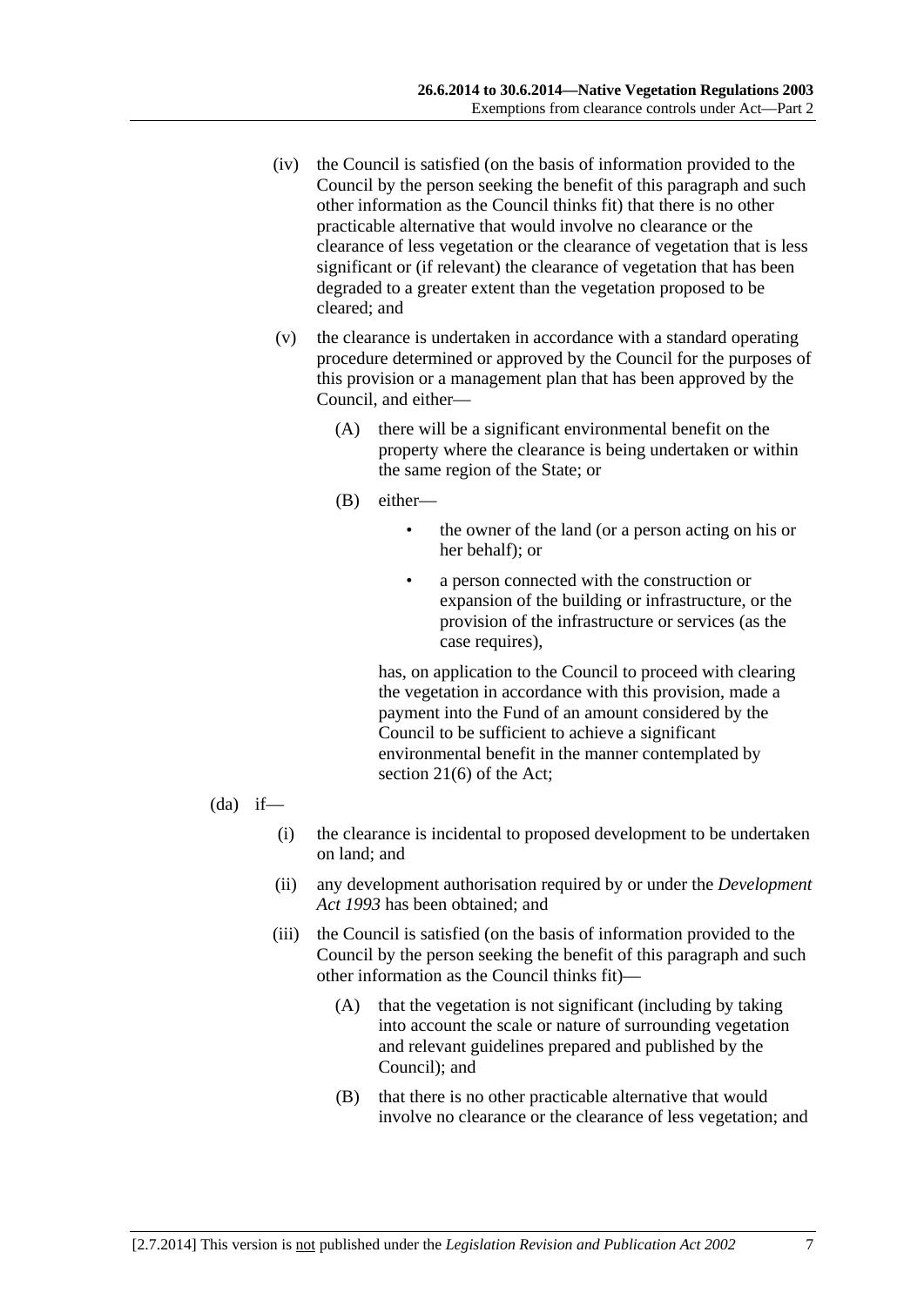(iv) the Council is satisfied (on the basis of information provided to the Council by the person seeking the benefit of this paragraph and such other information as the Council thinks fit) that there is no other practicable alternative that would involve no clearance or the clearance of less vegetation or the clearance of vegetation that is less significant or (if relevant) the clearance of vegetation that has been degraded to a greater extent than the vegetation proposed to be cleared; and

(v) the clearance is undertaken in accordance with a standard operating procedure determined or approved by the Council for the purposes of this provision or a management plan that has been approved by the Council, and either—

(A) there will be a significant environmental benefit on the property where the clearance is being undertaken or within the same region of the State; or

(B) either—

- the owner of the land (or a person acting on his or her behalf); or
- a person connected with the construction or expansion of the building or infrastructure, or the provision of the infrastructure or services (as the case requires),

has, on application to the Council to proceed with clearing the vegetation in accordance with this provision, made a payment into the Fund of an amount considered by the Council to be sufficient to achieve a significant environmental benefit in the manner contemplated by section 21(6) of the Act;

(da) if—

(i) the clearance is incidental to proposed development to be undertaken on land; and

(ii) any development authorisation required by or under the *Development Act 1993* has been obtained; and

(iii) the Council is satisfied (on the basis of information provided to the Council by the person seeking the benefit of this paragraph and such other information as the Council thinks fit)—

(A) that the vegetation is not significant (including by taking into account the scale or nature of surrounding vegetation and relevant guidelines prepared and published by the Council); and

(B) that there is no other practicable alternative that would involve no clearance or the clearance of less vegetation; and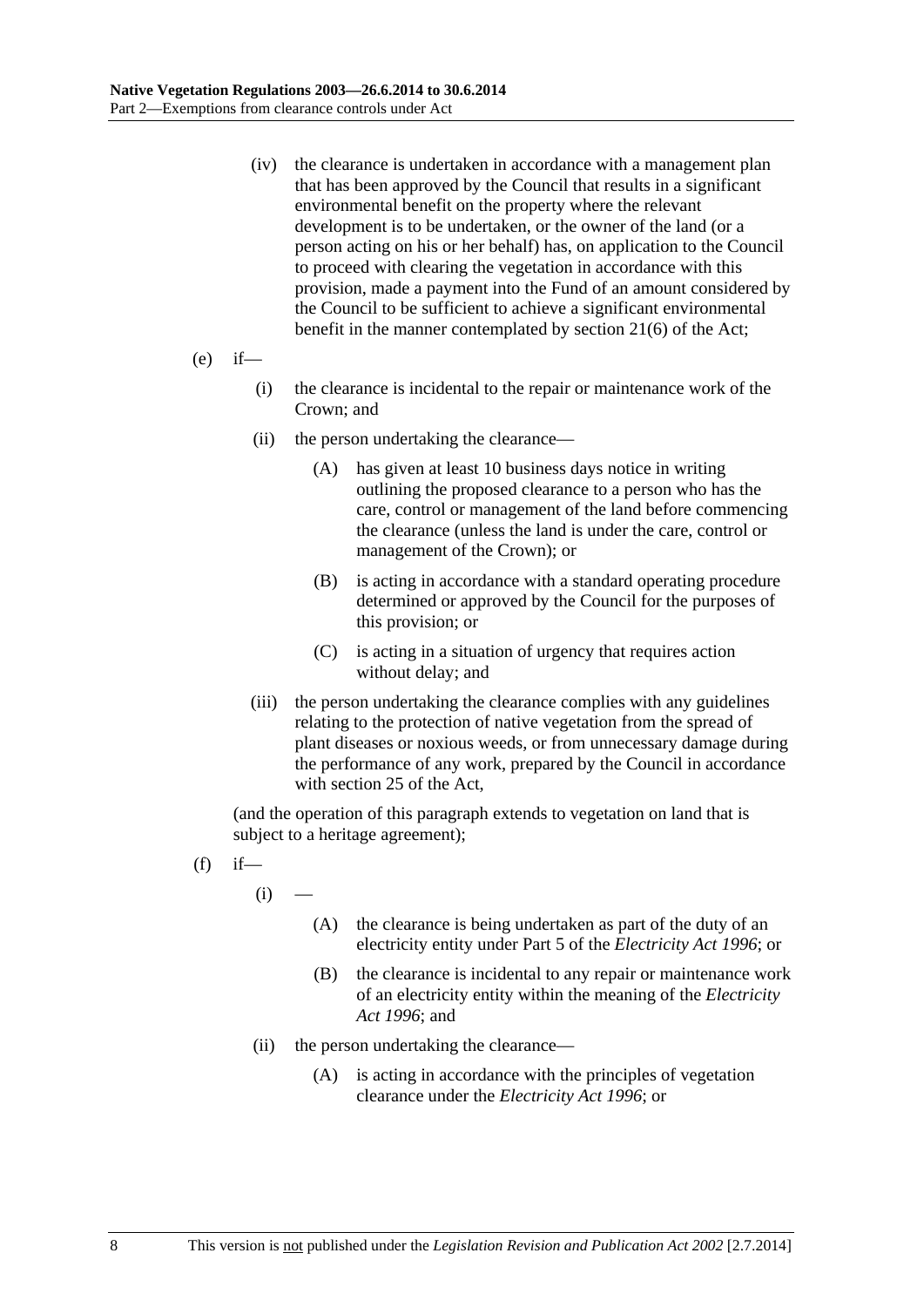(iv) the clearance is undertaken in accordance with a management plan that has been approved by the Council that results in a significant environmental benefit on the property where the relevant development is to be undertaken, or the owner of the land (or a person acting on his or her behalf) has, on application to the Council to proceed with clearing the vegetation in accordance with this provision, made a payment into the Fund of an amount considered by the Council to be sufficient to achieve a significant environmental benefit in the manner contemplated by section 21(6) of the Act;

(e) if—

(i) the clearance is incidental to the repair or maintenance work of the Crown; and

(ii) the person undertaking the clearance—

(A) has given at least 10 business days notice in writing outlining the proposed clearance to a person who has the care, control or management of the land before commencing the clearance (unless the land is under the care, control or management of the Crown); or

(B) is acting in accordance with a standard operating procedure determined or approved by the Council for the purposes of this provision; or

(C) is acting in a situation of urgency that requires action without delay; and

(iii) the person undertaking the clearance complies with any guidelines relating to the protection of native vegetation from the spread of plant diseases or noxious weeds, or from unnecessary damage during the performance of any work, prepared by the Council in accordance with section 25 of the Act,

(and the operation of this paragraph extends to vegetation on land that is subject to a heritage agreement);

(f) if—

(i) —

(A) the clearance is being undertaken as part of the duty of an electricity entity under Part 5 of the *Electricity Act 1996*; or

(B) the clearance is incidental to any repair or maintenance work of an electricity entity within the meaning of the *Electricity Act 1996*; and

(ii) the person undertaking the clearance—

(A) is acting in accordance with the principles of vegetation clearance under the *Electricity Act 1996*; or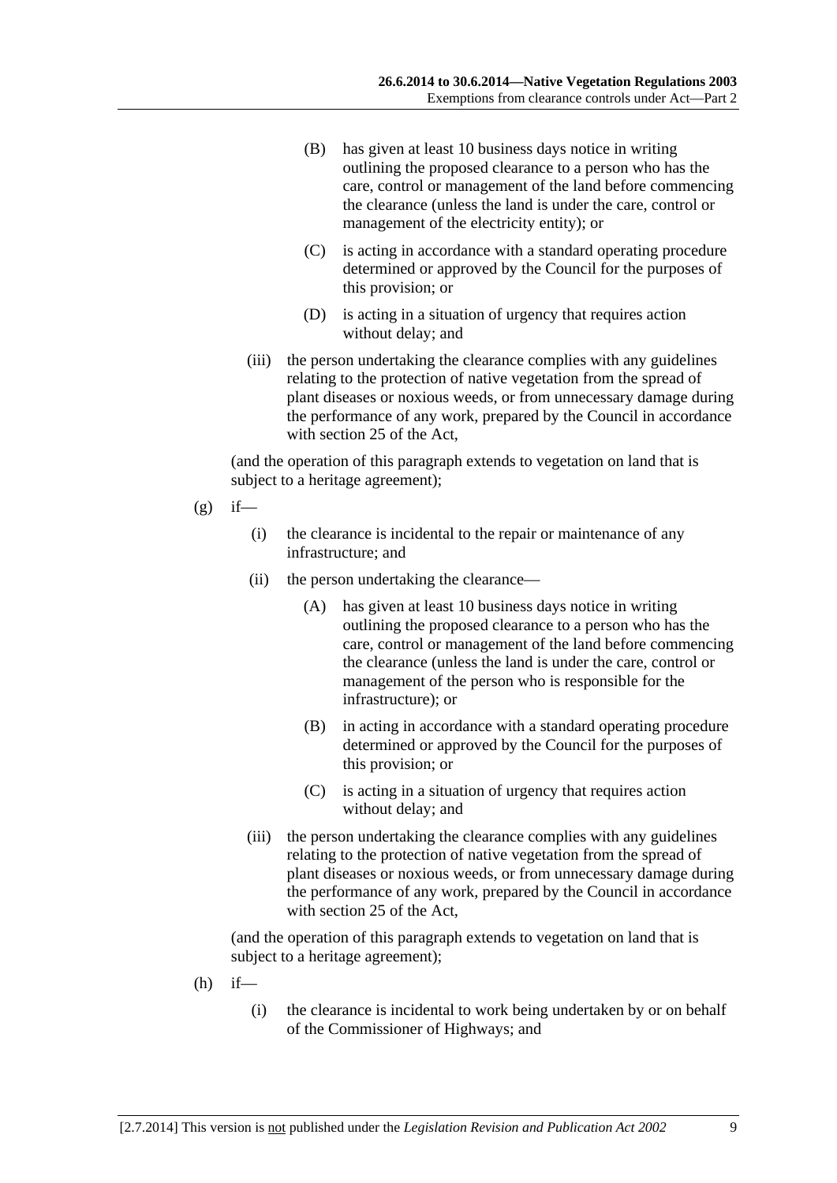(B) has given at least 10 business days notice in writing outlining the proposed clearance to a person who has the care, control or management of the land before commencing the clearance (unless the land is under the care, control or management of the electricity entity); or

(C) is acting in accordance with a standard operating procedure determined or approved by the Council for the purposes of this provision; or

(D) is acting in a situation of urgency that requires action without delay; and

(iii) the person undertaking the clearance complies with any guidelines relating to the protection of native vegetation from the spread of plant diseases or noxious weeds, or from unnecessary damage during the performance of any work, prepared by the Council in accordance with section 25 of the Act,

(and the operation of this paragraph extends to vegetation on land that is subject to a heritage agreement);

(g) if—

(i) the clearance is incidental to the repair or maintenance of any infrastructure; and

(ii) the person undertaking the clearance—

(A) has given at least 10 business days notice in writing outlining the proposed clearance to a person who has the care, control or management of the land before commencing the clearance (unless the land is under the care, control or management of the person who is responsible for the infrastructure); or

(B) in acting in accordance with a standard operating procedure determined or approved by the Council for the purposes of this provision; or

(C) is acting in a situation of urgency that requires action without delay; and

(iii) the person undertaking the clearance complies with any guidelines relating to the protection of native vegetation from the spread of plant diseases or noxious weeds, or from unnecessary damage during the performance of any work, prepared by the Council in accordance with section 25 of the Act,

(and the operation of this paragraph extends to vegetation on land that is subject to a heritage agreement);

(h) if—

(i) the clearance is incidental to work being undertaken by or on behalf of the Commissioner of Highways; and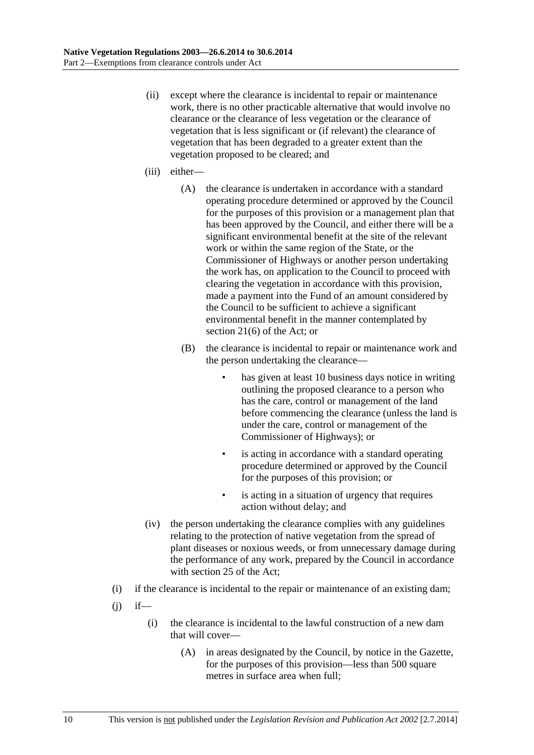(ii) except where the clearance is incidental to repair or maintenance work, there is no other practicable alternative that would involve no clearance or the clearance of less vegetation or the clearance of vegetation that is less significant or (if relevant) the clearance of vegetation that has been degraded to a greater extent than the vegetation proposed to be cleared; and

(iii) either—

(A) the clearance is undertaken in accordance with a standard operating procedure determined or approved by the Council for the purposes of this provision or a management plan that has been approved by the Council, and either there will be a significant environmental benefit at the site of the relevant work or within the same region of the State, or the Commissioner of Highways or another person undertaking the work has, on application to the Council to proceed with clearing the vegetation in accordance with this provision, made a payment into the Fund of an amount considered by the Council to be sufficient to achieve a significant environmental benefit in the manner contemplated by section 21(6) of the Act; or

(B) the clearance is incidental to repair or maintenance work and the person undertaking the clearance—

- has given at least 10 business days notice in writing outlining the proposed clearance to a person who has the care, control or management of the land before commencing the clearance (unless the land is under the care, control or management of the Commissioner of Highways); or
- is acting in accordance with a standard operating procedure determined or approved by the Council for the purposes of this provision; or
- is acting in a situation of urgency that requires action without delay; and

(iv) the person undertaking the clearance complies with any guidelines relating to the protection of native vegetation from the spread of plant diseases or noxious weeds, or from unnecessary damage during the performance of any work, prepared by the Council in accordance with section 25 of the Act;

(i) if the clearance is incidental to the repair or maintenance of an existing dam;

(j) if—

(i) the clearance is incidental to the lawful construction of a new dam that will cover—

(A) in areas designated by the Council, by notice in the Gazette, for the purposes of this provision—less than 500 square metres in surface area when full;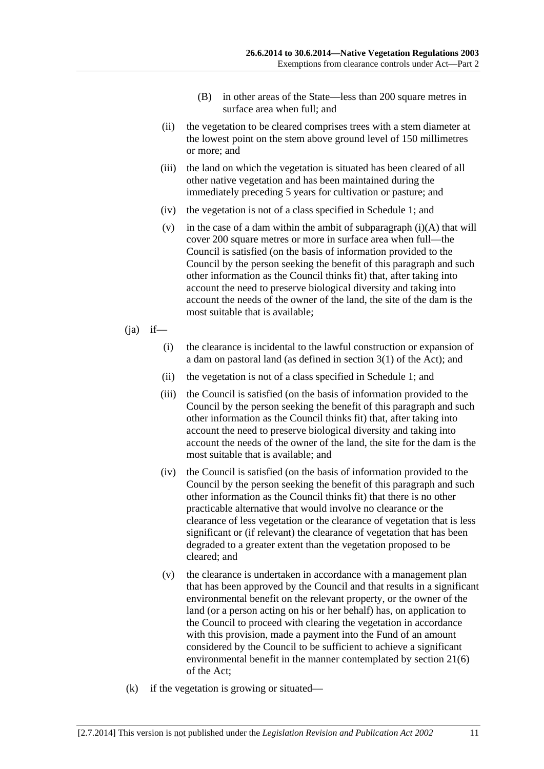(B) in other areas of the State—less than 200 square metres in surface area when full; and

(ii) the vegetation to be cleared comprises trees with a stem diameter at the lowest point on the stem above ground level of 150 millimetres or more; and

(iii) the land on which the vegetation is situated has been cleared of all other native vegetation and has been maintained during the immediately preceding 5 years for cultivation or pasture; and

(iv) the vegetation is not of a class specified in Schedule 1; and

(v) in the case of a dam within the ambit of subparagraph (i)(A) that will cover 200 square metres or more in surface area when full—the Council is satisfied (on the basis of information provided to the Council by the person seeking the benefit of this paragraph and such other information as the Council thinks fit) that, after taking into account the need to preserve biological diversity and taking into account the needs of the owner of the land, the site of the dam is the most suitable that is available;

(ja) if—

(i) the clearance is incidental to the lawful construction or expansion of a dam on pastoral land (as defined in section 3(1) of the Act); and

(ii) the vegetation is not of a class specified in Schedule 1; and

(iii) the Council is satisfied (on the basis of information provided to the Council by the person seeking the benefit of this paragraph and such other information as the Council thinks fit) that, after taking into account the need to preserve biological diversity and taking into account the needs of the owner of the land, the site for the dam is the most suitable that is available; and

(iv) the Council is satisfied (on the basis of information provided to the Council by the person seeking the benefit of this paragraph and such other information as the Council thinks fit) that there is no other practicable alternative that would involve no clearance or the clearance of less vegetation or the clearance of vegetation that is less significant or (if relevant) the clearance of vegetation that has been degraded to a greater extent than the vegetation proposed to be cleared; and

(v) the clearance is undertaken in accordance with a management plan that has been approved by the Council and that results in a significant environmental benefit on the relevant property, or the owner of the land (or a person acting on his or her behalf) has, on application to the Council to proceed with clearing the vegetation in accordance with this provision, made a payment into the Fund of an amount considered by the Council to be sufficient to achieve a significant environmental benefit in the manner contemplated by section 21(6) of the Act;

(k) if the vegetation is growing or situated—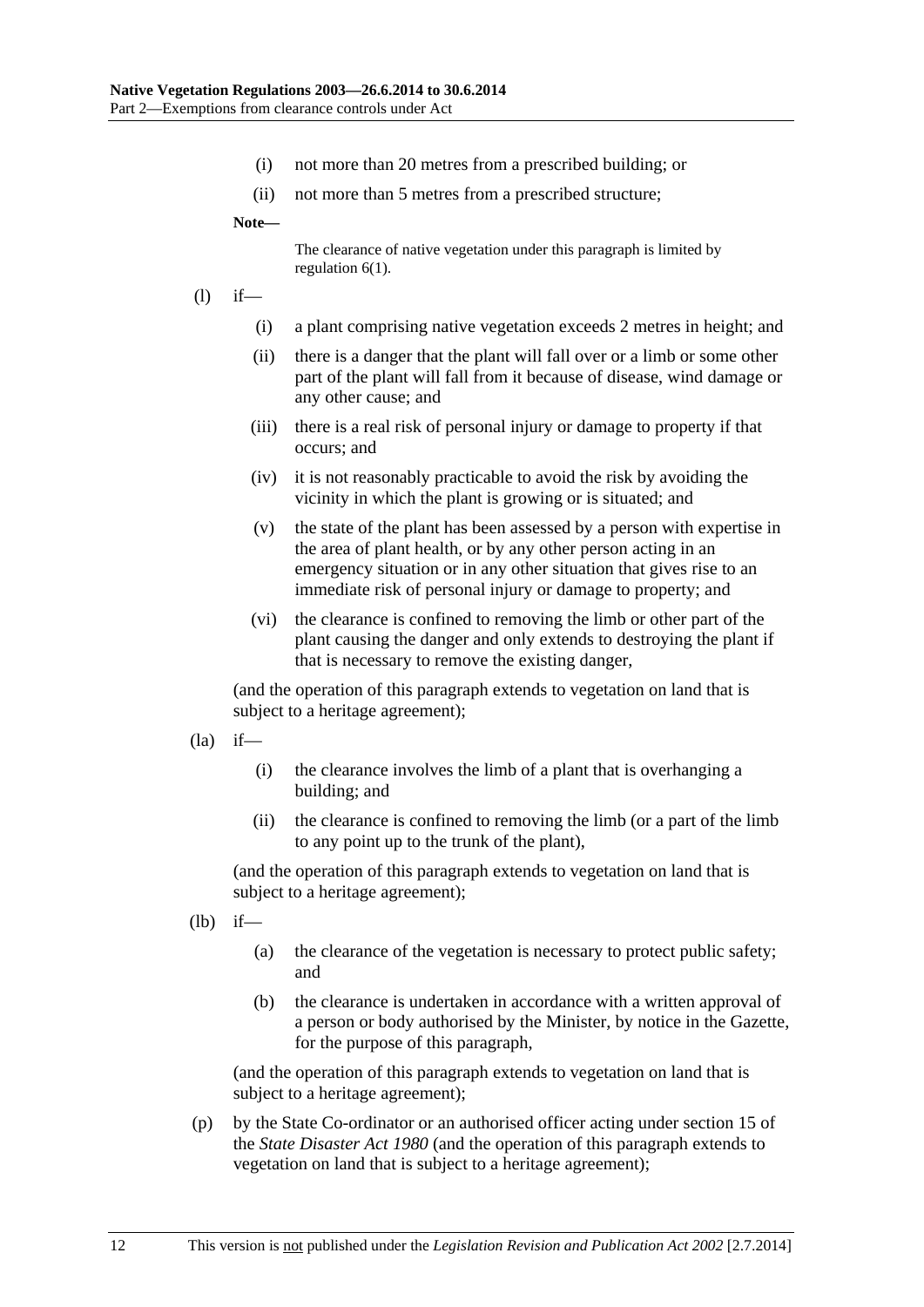(i) not more than 20 metres from a prescribed building; or

(ii) not more than 5 metres from a prescribed structure;

**Note—**

The clearance of native vegetation under this paragraph is limited by regulation 6(1).

(l) if—

(i) a plant comprising native vegetation exceeds 2 metres in height; and

(ii) there is a danger that the plant will fall over or a limb or some other part of the plant will fall from it because of disease, wind damage or any other cause; and

(iii) there is a real risk of personal injury or damage to property if that occurs; and

(iv) it is not reasonably practicable to avoid the risk by avoiding the vicinity in which the plant is growing or is situated; and

(v) the state of the plant has been assessed by a person with expertise in the area of plant health, or by any other person acting in an emergency situation or in any other situation that gives rise to an immediate risk of personal injury or damage to property; and

(vi) the clearance is confined to removing the limb or other part of the plant causing the danger and only extends to destroying the plant if that is necessary to remove the existing danger,

(and the operation of this paragraph extends to vegetation on land that is subject to a heritage agreement);

(la) if—

(i) the clearance involves the limb of a plant that is overhanging a building; and

(ii) the clearance is confined to removing the limb (or a part of the limb to any point up to the trunk of the plant),

(and the operation of this paragraph extends to vegetation on land that is subject to a heritage agreement);

(lb) if—

(a) the clearance of the vegetation is necessary to protect public safety; and

(b) the clearance is undertaken in accordance with a written approval of a person or body authorised by the Minister, by notice in the Gazette, for the purpose of this paragraph,

(and the operation of this paragraph extends to vegetation on land that is subject to a heritage agreement);

(p) by the State Co-ordinator or an authorised officer acting under section 15 of the *State Disaster Act 1980* (and the operation of this paragraph extends to vegetation on land that is subject to a heritage agreement);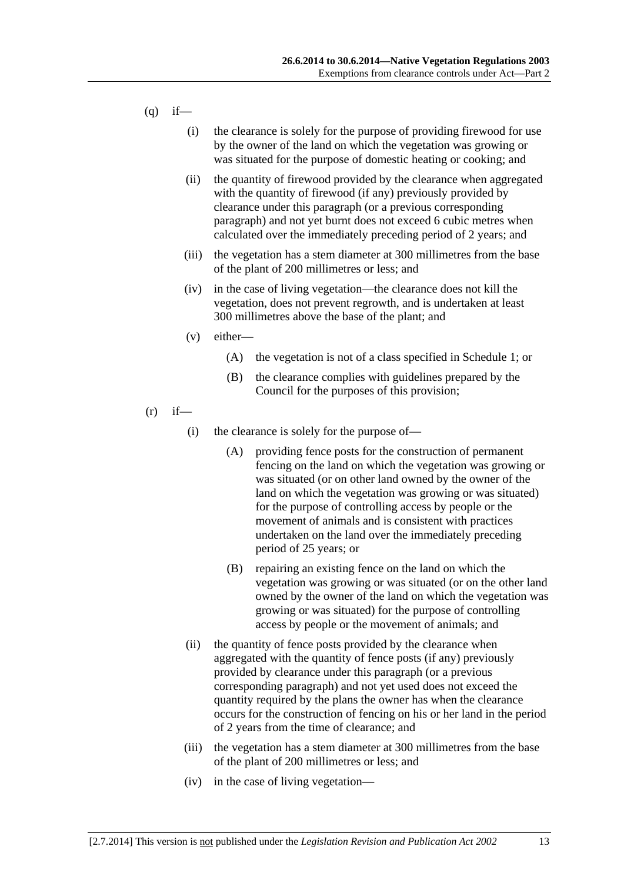(q) if—

  (i) the clearance is solely for the purpose of providing firewood for use by the owner of the land on which the vegetation was growing or was situated for the purpose of domestic heating or cooking; and

  (ii) the quantity of firewood provided by the clearance when aggregated with the quantity of firewood (if any) previously provided by clearance under this paragraph (or a previous corresponding paragraph) and not yet burnt does not exceed 6 cubic metres when calculated over the immediately preceding period of 2 years; and

  (iii) the vegetation has a stem diameter at 300 millimetres from the base of the plant of 200 millimetres or less; and

  (iv) in the case of living vegetation—the clearance does not kill the vegetation, does not prevent regrowth, and is undertaken at least 300 millimetres above the base of the plant; and

  (v) either—

    (A) the vegetation is not of a class specified in Schedule 1; or

    (B) the clearance complies with guidelines prepared by the Council for the purposes of this provision;

(r) if—

  (i) the clearance is solely for the purpose of—

    (A) providing fence posts for the construction of permanent fencing on the land on which the vegetation was growing or was situated (or on other land owned by the owner of the land on which the vegetation was growing or was situated) for the purpose of controlling access by people or the movement of animals and is consistent with practices undertaken on the land over the immediately preceding period of 25 years; or

    (B) repairing an existing fence on the land on which the vegetation was growing or was situated (or on the other land owned by the owner of the land on which the vegetation was growing or was situated) for the purpose of controlling access by people or the movement of animals; and

  (ii) the quantity of fence posts provided by the clearance when aggregated with the quantity of fence posts (if any) previously provided by clearance under this paragraph (or a previous corresponding paragraph) and not yet used does not exceed the quantity required by the plans the owner has when the clearance occurs for the construction of fencing on his or her land in the period of 2 years from the time of clearance; and

  (iii) the vegetation has a stem diameter at 300 millimetres from the base of the plant of 200 millimetres or less; and

  (iv) in the case of living vegetation—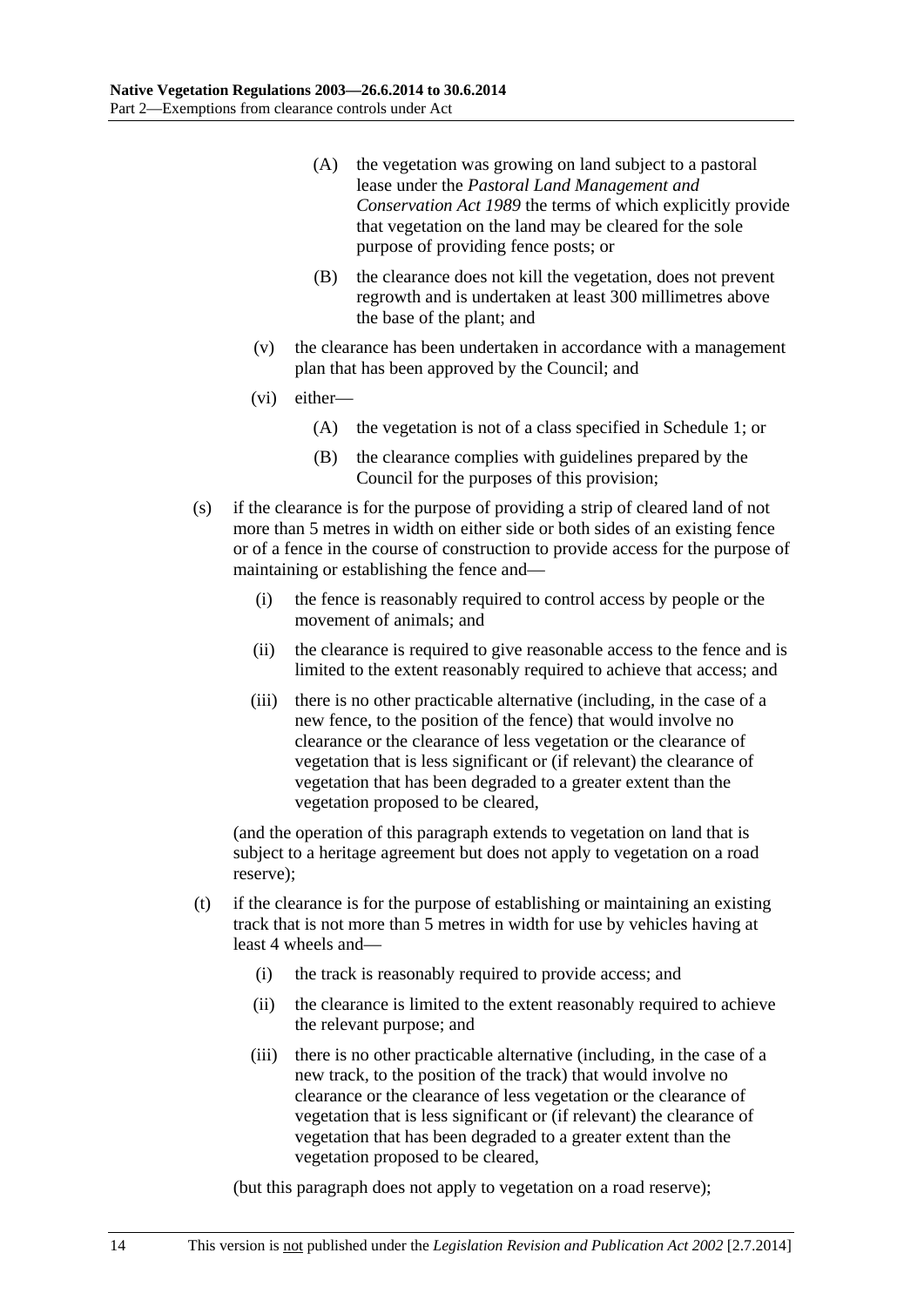(A) the vegetation was growing on land subject to a pastoral lease under the *Pastoral Land Management and Conservation Act 1989* the terms of which explicitly provide that vegetation on the land may be cleared for the sole purpose of providing fence posts; or

(B) the clearance does not kill the vegetation, does not prevent regrowth and is undertaken at least 300 millimetres above the base of the plant; and

(v) the clearance has been undertaken in accordance with a management plan that has been approved by the Council; and

(vi) either—

(A) the vegetation is not of a class specified in Schedule 1; or

(B) the clearance complies with guidelines prepared by the Council for the purposes of this provision;

(s) if the clearance is for the purpose of providing a strip of cleared land of not more than 5 metres in width on either side or both sides of an existing fence or of a fence in the course of construction to provide access for the purpose of maintaining or establishing the fence and—

(i) the fence is reasonably required to control access by people or the movement of animals; and

(ii) the clearance is required to give reasonable access to the fence and is limited to the extent reasonably required to achieve that access; and

(iii) there is no other practicable alternative (including, in the case of a new fence, to the position of the fence) that would involve no clearance or the clearance of less vegetation or the clearance of vegetation that is less significant or (if relevant) the clearance of vegetation that has been degraded to a greater extent than the vegetation proposed to be cleared,

(and the operation of this paragraph extends to vegetation on land that is subject to a heritage agreement but does not apply to vegetation on a road reserve);

(t) if the clearance is for the purpose of establishing or maintaining an existing track that is not more than 5 metres in width for use by vehicles having at least 4 wheels and—

(i) the track is reasonably required to provide access; and

(ii) the clearance is limited to the extent reasonably required to achieve the relevant purpose; and

(iii) there is no other practicable alternative (including, in the case of a new track, to the position of the track) that would involve no clearance or the clearance of less vegetation or the clearance of vegetation that is less significant or (if relevant) the clearance of vegetation that has been degraded to a greater extent than the vegetation proposed to be cleared,

(but this paragraph does not apply to vegetation on a road reserve);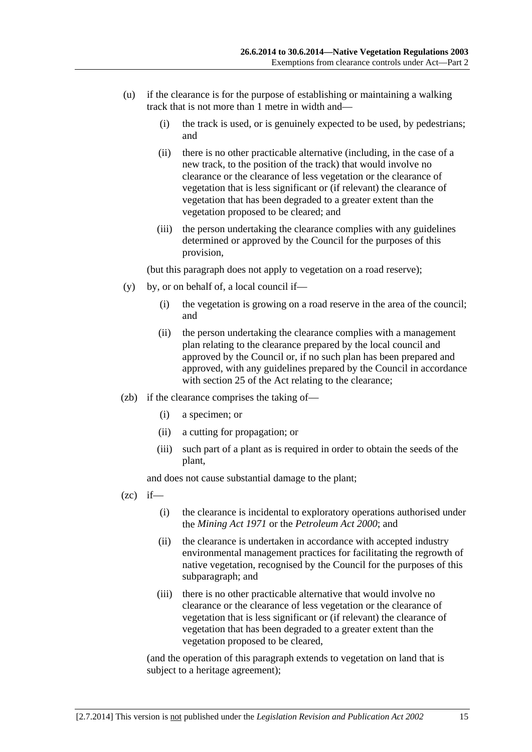(u) if the clearance is for the purpose of establishing or maintaining a walking track that is not more than 1 metre in width and—

  (i) the track is used, or is genuinely expected to be used, by pedestrians; and

  (ii) there is no other practicable alternative (including, in the case of a new track, to the position of the track) that would involve no clearance or the clearance of less vegetation or the clearance of vegetation that is less significant or (if relevant) the clearance of vegetation that has been degraded to a greater extent than the vegetation proposed to be cleared; and

  (iii) the person undertaking the clearance complies with any guidelines determined or approved by the Council for the purposes of this provision,

(but this paragraph does not apply to vegetation on a road reserve);

(y) by, or on behalf of, a local council if—

  (i) the vegetation is growing on a road reserve in the area of the council; and

  (ii) the person undertaking the clearance complies with a management plan relating to the clearance prepared by the local council and approved by the Council or, if no such plan has been prepared and approved, with any guidelines prepared by the Council in accordance with section 25 of the Act relating to the clearance;

(zb) if the clearance comprises the taking of—

  (i) a specimen; or

  (ii) a cutting for propagation; or

  (iii) such part of a plant as is required in order to obtain the seeds of the plant,

and does not cause substantial damage to the plant;

(zc) if—

  (i) the clearance is incidental to exploratory operations authorised under the *Mining Act 1971* or the *Petroleum Act 2000*; and

  (ii) the clearance is undertaken in accordance with accepted industry environmental management practices for facilitating the regrowth of native vegetation, recognised by the Council for the purposes of this subparagraph; and

  (iii) there is no other practicable alternative that would involve no clearance or the clearance of less vegetation or the clearance of vegetation that is less significant or (if relevant) the clearance of vegetation that has been degraded to a greater extent than the vegetation proposed to be cleared,

(and the operation of this paragraph extends to vegetation on land that is subject to a heritage agreement);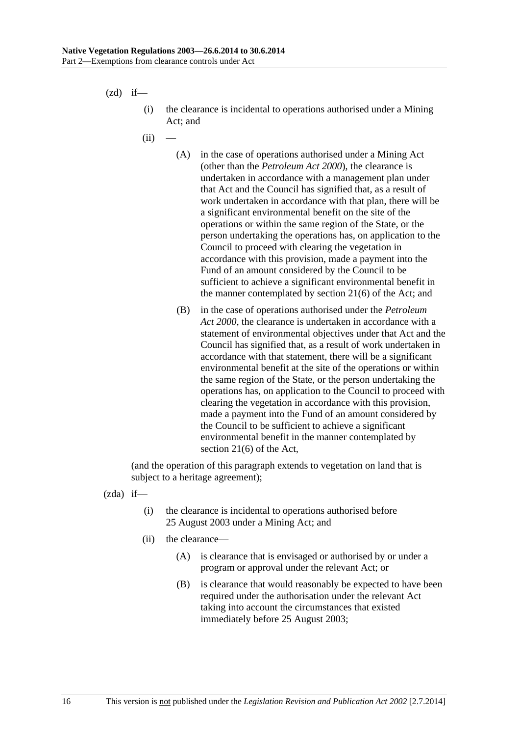(zd) if—

  (i) the clearance is incidental to operations authorised under a Mining Act; and

  (ii) —

    (A) in the case of operations authorised under a Mining Act (other than the *Petroleum Act 2000*), the clearance is undertaken in accordance with a management plan under that Act and the Council has signified that, as a result of work undertaken in accordance with that plan, there will be a significant environmental benefit on the site of the operations or within the same region of the State, or the person undertaking the operations has, on application to the Council to proceed with clearing the vegetation in accordance with this provision, made a payment into the Fund of an amount considered by the Council to be sufficient to achieve a significant environmental benefit in the manner contemplated by section 21(6) of the Act; and

    (B) in the case of operations authorised under the *Petroleum Act 2000*, the clearance is undertaken in accordance with a statement of environmental objectives under that Act and the Council has signified that, as a result of work undertaken in accordance with that statement, there will be a significant environmental benefit at the site of the operations or within the same region of the State, or the person undertaking the operations has, on application to the Council to proceed with clearing the vegetation in accordance with this provision, made a payment into the Fund of an amount considered by the Council to be sufficient to achieve a significant environmental benefit in the manner contemplated by section 21(6) of the Act,

(and the operation of this paragraph extends to vegetation on land that is subject to a heritage agreement);

(zda) if—

  (i) the clearance is incidental to operations authorised before 25 August 2003 under a Mining Act; and

  (ii) the clearance—

    (A) is clearance that is envisaged or authorised by or under a program or approval under the relevant Act; or

    (B) is clearance that would reasonably be expected to have been required under the authorisation under the relevant Act taking into account the circumstances that existed immediately before 25 August 2003;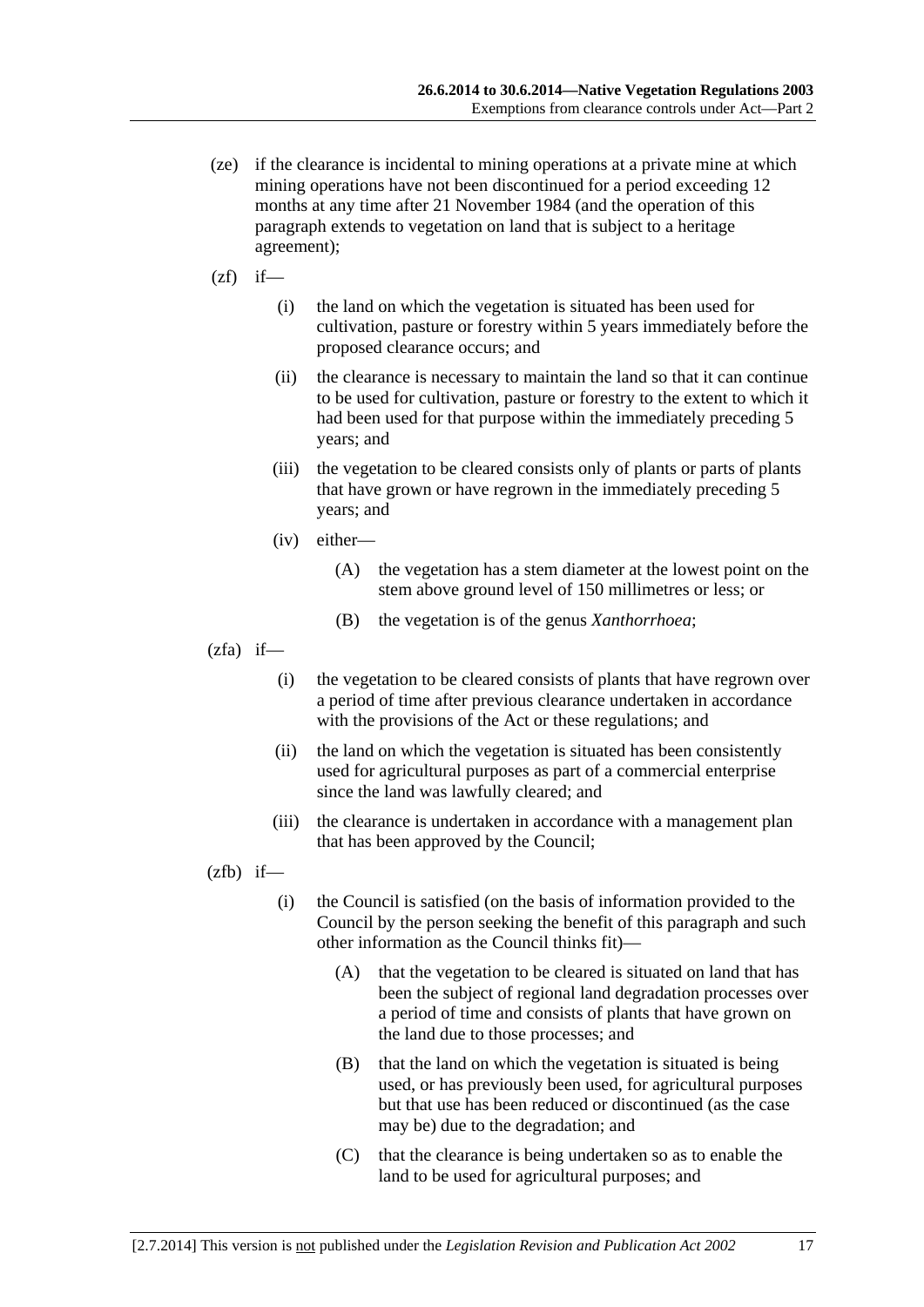(ze) if the clearance is incidental to mining operations at a private mine at which mining operations have not been discontinued for a period exceeding 12 months at any time after 21 November 1984 (and the operation of this paragraph extends to vegetation on land that is subject to a heritage agreement);

(zf) if—

  (i) the land on which the vegetation is situated has been used for cultivation, pasture or forestry within 5 years immediately before the proposed clearance occurs; and

  (ii) the clearance is necessary to maintain the land so that it can continue to be used for cultivation, pasture or forestry to the extent to which it had been used for that purpose within the immediately preceding 5 years; and

  (iii) the vegetation to be cleared consists only of plants or parts of plants that have grown or have regrown in the immediately preceding 5 years; and

  (iv) either—

    (A) the vegetation has a stem diameter at the lowest point on the stem above ground level of 150 millimetres or less; or

    (B) the vegetation is of the genus *Xanthorrhoea*;

(zfa) if—

  (i) the vegetation to be cleared consists of plants that have regrown over a period of time after previous clearance undertaken in accordance with the provisions of the Act or these regulations; and

  (ii) the land on which the vegetation is situated has been consistently used for agricultural purposes as part of a commercial enterprise since the land was lawfully cleared; and

  (iii) the clearance is undertaken in accordance with a management plan that has been approved by the Council;

(zfb) if—

  (i) the Council is satisfied (on the basis of information provided to the Council by the person seeking the benefit of this paragraph and such other information as the Council thinks fit)—

    (A) that the vegetation to be cleared is situated on land that has been the subject of regional land degradation processes over a period of time and consists of plants that have grown on the land due to those processes; and

    (B) that the land on which the vegetation is situated is being used, or has previously been used, for agricultural purposes but that use has been reduced or discontinued (as the case may be) due to the degradation; and

    (C) that the clearance is being undertaken so as to enable the land to be used for agricultural purposes; and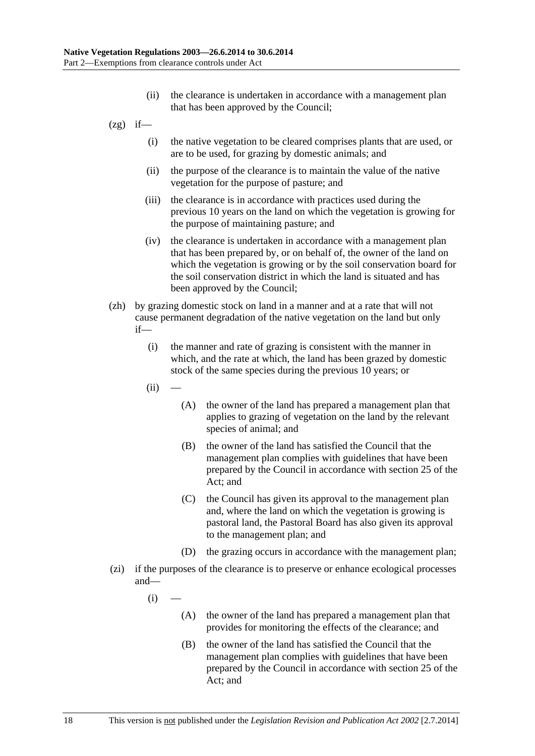(ii) the clearance is undertaken in accordance with a management plan that has been approved by the Council;

(zg) if—

(i) the native vegetation to be cleared comprises plants that are used, or are to be used, for grazing by domestic animals; and

(ii) the purpose of the clearance is to maintain the value of the native vegetation for the purpose of pasture; and

(iii) the clearance is in accordance with practices used during the previous 10 years on the land on which the vegetation is growing for the purpose of maintaining pasture; and

(iv) the clearance is undertaken in accordance with a management plan that has been prepared by, or on behalf of, the owner of the land on which the vegetation is growing or by the soil conservation board for the soil conservation district in which the land is situated and has been approved by the Council;

(zh) by grazing domestic stock on land in a manner and at a rate that will not cause permanent degradation of the native vegetation on the land but only if—

(i) the manner and rate of grazing is consistent with the manner in which, and the rate at which, the land has been grazed by domestic stock of the same species during the previous 10 years; or

(ii) —

(A) the owner of the land has prepared a management plan that applies to grazing of vegetation on the land by the relevant species of animal; and

(B) the owner of the land has satisfied the Council that the management plan complies with guidelines that have been prepared by the Council in accordance with section 25 of the Act; and

(C) the Council has given its approval to the management plan and, where the land on which the vegetation is growing is pastoral land, the Pastoral Board has also given its approval to the management plan; and

(D) the grazing occurs in accordance with the management plan;

(zi) if the purposes of the clearance is to preserve or enhance ecological processes and—

(i) —

(A) the owner of the land has prepared a management plan that provides for monitoring the effects of the clearance; and

(B) the owner of the land has satisfied the Council that the management plan complies with guidelines that have been prepared by the Council in accordance with section 25 of the Act; and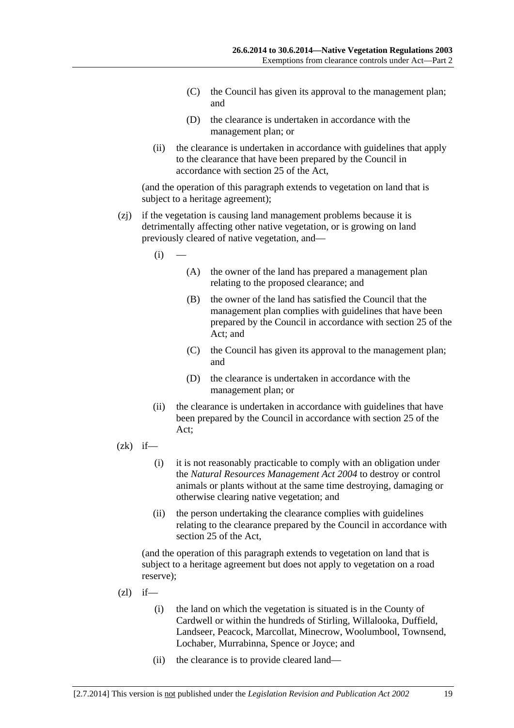(C) the Council has given its approval to the management plan; and

(D) the clearance is undertaken in accordance with the management plan; or

(ii) the clearance is undertaken in accordance with guidelines that apply to the clearance that have been prepared by the Council in accordance with section 25 of the Act,

(and the operation of this paragraph extends to vegetation on land that is subject to a heritage agreement);

(zj) if the vegetation is causing land management problems because it is detrimentally affecting other native vegetation, or is growing on land previously cleared of native vegetation, and—

(i) —

(A) the owner of the land has prepared a management plan relating to the proposed clearance; and

(B) the owner of the land has satisfied the Council that the management plan complies with guidelines that have been prepared by the Council in accordance with section 25 of the Act; and

(C) the Council has given its approval to the management plan; and

(D) the clearance is undertaken in accordance with the management plan; or

(ii) the clearance is undertaken in accordance with guidelines that have been prepared by the Council in accordance with section 25 of the Act;

(zk) if—

(i) it is not reasonably practicable to comply with an obligation under the *Natural Resources Management Act 2004* to destroy or control animals or plants without at the same time destroying, damaging or otherwise clearing native vegetation; and

(ii) the person undertaking the clearance complies with guidelines relating to the clearance prepared by the Council in accordance with section 25 of the Act,

(and the operation of this paragraph extends to vegetation on land that is subject to a heritage agreement but does not apply to vegetation on a road reserve);

(zl) if—

(i) the land on which the vegetation is situated is in the County of Cardwell or within the hundreds of Stirling, Willalooka, Duffield, Landseer, Peacock, Marcollat, Minecrow, Woolumbool, Townsend, Lochaber, Murrabinna, Spence or Joyce; and

(ii) the clearance is to provide cleared land—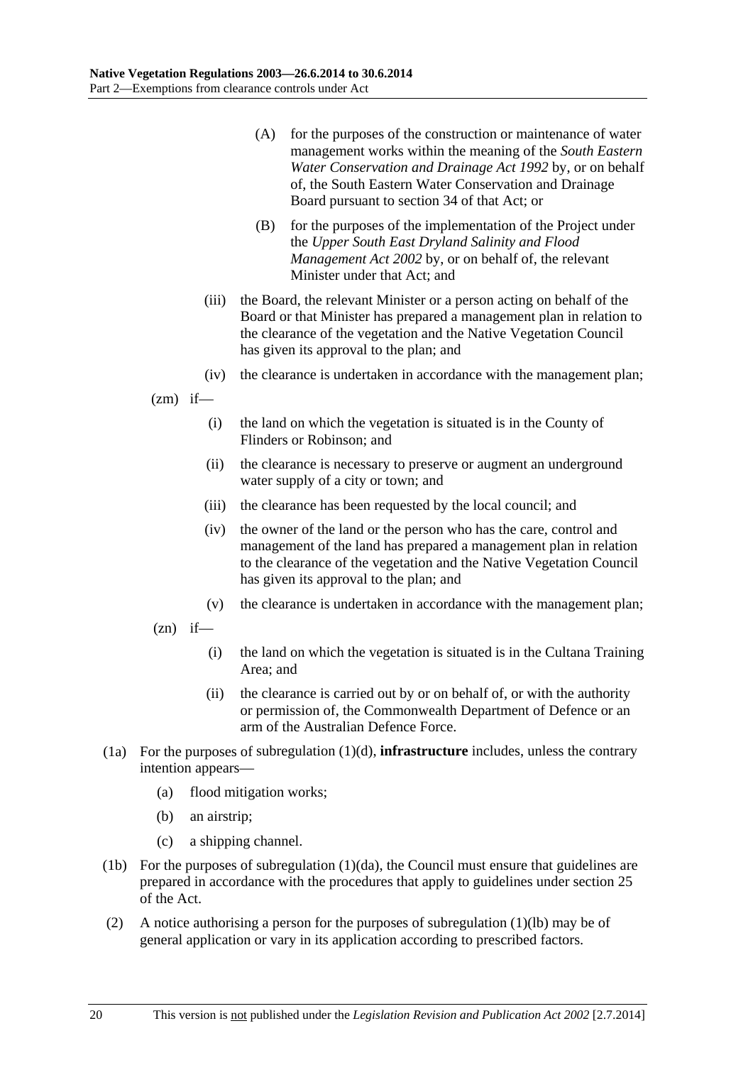(A) for the purposes of the construction or maintenance of water management works within the meaning of the *South Eastern Water Conservation and Drainage Act 1992* by, or on behalf of, the South Eastern Water Conservation and Drainage Board pursuant to section 34 of that Act; or

(B) for the purposes of the implementation of the Project under the *Upper South East Dryland Salinity and Flood Management Act 2002* by, or on behalf of, the relevant Minister under that Act; and

(iii) the Board, the relevant Minister or a person acting on behalf of the Board or that Minister has prepared a management plan in relation to the clearance of the vegetation and the Native Vegetation Council has given its approval to the plan; and

(iv) the clearance is undertaken in accordance with the management plan;

(zm) if—

(i) the land on which the vegetation is situated is in the County of Flinders or Robinson; and

(ii) the clearance is necessary to preserve or augment an underground water supply of a city or town; and

(iii) the clearance has been requested by the local council; and

(iv) the owner of the land or the person who has the care, control and management of the land has prepared a management plan in relation to the clearance of the vegetation and the Native Vegetation Council has given its approval to the plan; and

(v) the clearance is undertaken in accordance with the management plan;

(zn) if—

(i) the land on which the vegetation is situated is in the Cultana Training Area; and

(ii) the clearance is carried out by or on behalf of, or with the authority or permission of, the Commonwealth Department of Defence or an arm of the Australian Defence Force.

(1a) For the purposes of subregulation (1)(d), **infrastructure** includes, unless the contrary intention appears—

(a) flood mitigation works;

(b) an airstrip;

(c) a shipping channel.

(1b) For the purposes of subregulation (1)(da), the Council must ensure that guidelines are prepared in accordance with the procedures that apply to guidelines under section 25 of the Act.

(2) A notice authorising a person for the purposes of subregulation (1)(lb) may be of general application or vary in its application according to prescribed factors.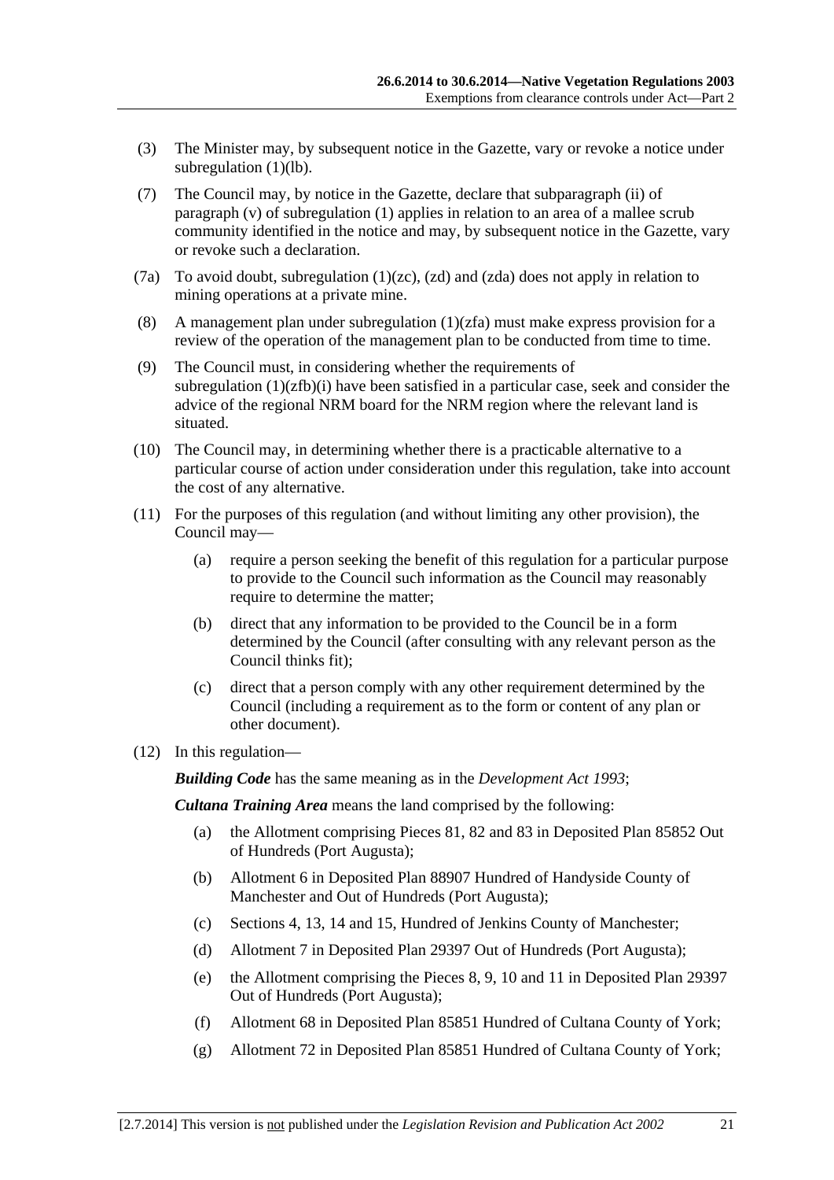(3) The Minister may, by subsequent notice in the Gazette, vary or revoke a notice under subregulation (1)(lb).

(7) The Council may, by notice in the Gazette, declare that subparagraph (ii) of paragraph (v) of subregulation (1) applies in relation to an area of a mallee scrub community identified in the notice and may, by subsequent notice in the Gazette, vary or revoke such a declaration.

(7a) To avoid doubt, subregulation (1)(zc), (zd) and (zda) does not apply in relation to mining operations at a private mine.

(8) A management plan under subregulation (1)(zfa) must make express provision for a review of the operation of the management plan to be conducted from time to time.

(9) The Council must, in considering whether the requirements of subregulation (1)(zfb)(i) have been satisfied in a particular case, seek and consider the advice of the regional NRM board for the NRM region where the relevant land is situated.

(10) The Council may, in determining whether there is a practicable alternative to a particular course of action under consideration under this regulation, take into account the cost of any alternative.

(11) For the purposes of this regulation (and without limiting any other provision), the Council may—

- (a) require a person seeking the benefit of this regulation for a particular purpose to provide to the Council such information as the Council may reasonably require to determine the matter;
- (b) direct that any information to be provided to the Council be in a form determined by the Council (after consulting with any relevant person as the Council thinks fit);
- (c) direct that a person comply with any other requirement determined by the Council (including a requirement as to the form or content of any plan or other document).

(12) In this regulation—

***Building Code*** has the same meaning as in the *Development Act 1993*;

***Cultana Training Area*** means the land comprised by the following:

- (a) the Allotment comprising Pieces 81, 82 and 83 in Deposited Plan 85852 Out of Hundreds (Port Augusta);
- (b) Allotment 6 in Deposited Plan 88907 Hundred of Handyside County of Manchester and Out of Hundreds (Port Augusta);
- (c) Sections 4, 13, 14 and 15, Hundred of Jenkins County of Manchester;
- (d) Allotment 7 in Deposited Plan 29397 Out of Hundreds (Port Augusta);
- (e) the Allotment comprising the Pieces 8, 9, 10 and 11 in Deposited Plan 29397 Out of Hundreds (Port Augusta);
- (f) Allotment 68 in Deposited Plan 85851 Hundred of Cultana County of York;
- (g) Allotment 72 in Deposited Plan 85851 Hundred of Cultana County of York;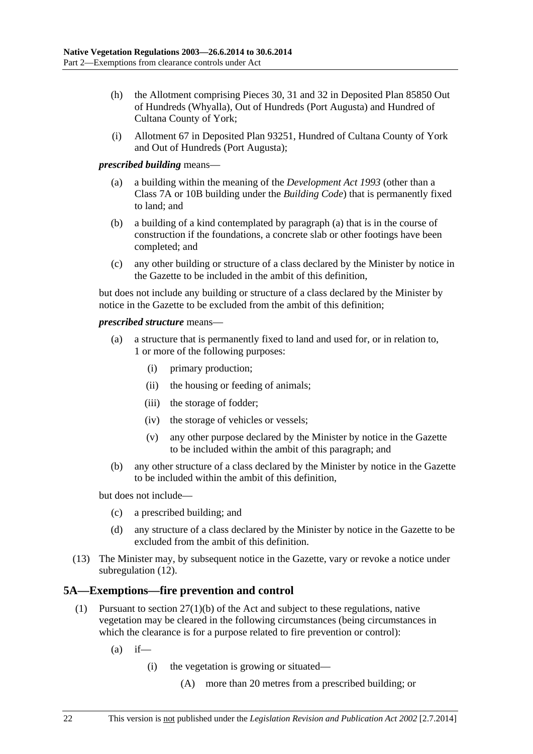(h) the Allotment comprising Pieces 30, 31 and 32 in Deposited Plan 85850 Out of Hundreds (Whyalla), Out of Hundreds (Port Augusta) and Hundred of Cultana County of York;

(i) Allotment 67 in Deposited Plan 93251, Hundred of Cultana County of York and Out of Hundreds (Port Augusta);

***prescribed building*** means—

(a) a building within the meaning of the *Development Act 1993* (other than a Class 7A or 10B building under the *Building Code*) that is permanently fixed to land; and

(b) a building of a kind contemplated by paragraph (a) that is in the course of construction if the foundations, a concrete slab or other footings have been completed; and

(c) any other building or structure of a class declared by the Minister by notice in the Gazette to be included in the ambit of this definition,

but does not include any building or structure of a class declared by the Minister by notice in the Gazette to be excluded from the ambit of this definition;

***prescribed structure*** means—

(a) a structure that is permanently fixed to land and used for, or in relation to, 1 or more of the following purposes:

(i) primary production;

(ii) the housing or feeding of animals;

(iii) the storage of fodder;

(iv) the storage of vehicles or vessels;

(v) any other purpose declared by the Minister by notice in the Gazette to be included within the ambit of this paragraph; and

(b) any other structure of a class declared by the Minister by notice in the Gazette to be included within the ambit of this definition,

but does not include—

(c) a prescribed building; and

(d) any structure of a class declared by the Minister by notice in the Gazette to be excluded from the ambit of this definition.

(13) The Minister may, by subsequent notice in the Gazette, vary or revoke a notice under subregulation (12).

## 5A—Exemptions—fire prevention and control

(1) Pursuant to section 27(1)(b) of the Act and subject to these regulations, native vegetation may be cleared in the following circumstances (being circumstances in which the clearance is for a purpose related to fire prevention or control):

(a) if—

(i) the vegetation is growing or situated—

(A) more than 20 metres from a prescribed building; or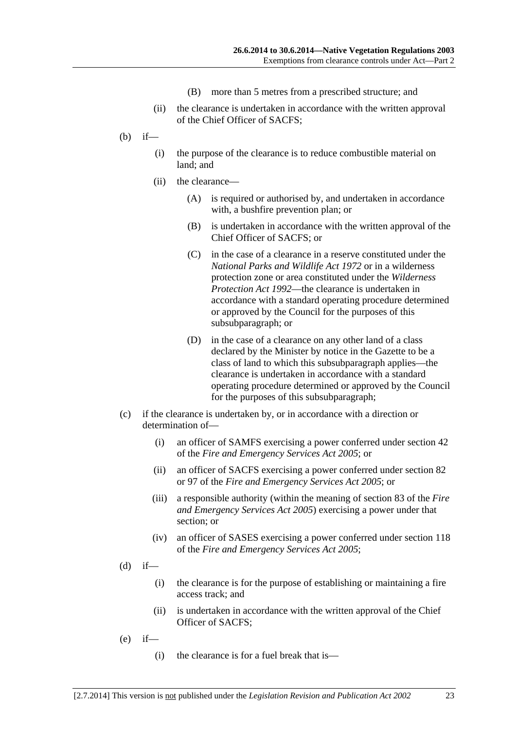(B) more than 5 metres from a prescribed structure; and

(ii) the clearance is undertaken in accordance with the written approval of the Chief Officer of SACFS;

(b) if—

(i) the purpose of the clearance is to reduce combustible material on land; and

(ii) the clearance—

(A) is required or authorised by, and undertaken in accordance with, a bushfire prevention plan; or

(B) is undertaken in accordance with the written approval of the Chief Officer of SACFS; or

(C) in the case of a clearance in a reserve constituted under the *National Parks and Wildlife Act 1972* or in a wilderness protection zone or area constituted under the *Wilderness Protection Act 1992*—the clearance is undertaken in accordance with a standard operating procedure determined or approved by the Council for the purposes of this subsubparagraph; or

(D) in the case of a clearance on any other land of a class declared by the Minister by notice in the Gazette to be a class of land to which this subsubparagraph applies—the clearance is undertaken in accordance with a standard operating procedure determined or approved by the Council for the purposes of this subsubparagraph;

(c) if the clearance is undertaken by, or in accordance with a direction or determination of—

(i) an officer of SAMFS exercising a power conferred under section 42 of the *Fire and Emergency Services Act 2005*; or

(ii) an officer of SACFS exercising a power conferred under section 82 or 97 of the *Fire and Emergency Services Act 2005*; or

(iii) a responsible authority (within the meaning of section 83 of the *Fire and Emergency Services Act 2005*) exercising a power under that section; or

(iv) an officer of SASES exercising a power conferred under section 118 of the *Fire and Emergency Services Act 2005*;

(d) if—

(i) the clearance is for the purpose of establishing or maintaining a fire access track; and

(ii) is undertaken in accordance with the written approval of the Chief Officer of SACFS;

(e) if—

(i) the clearance is for a fuel break that is—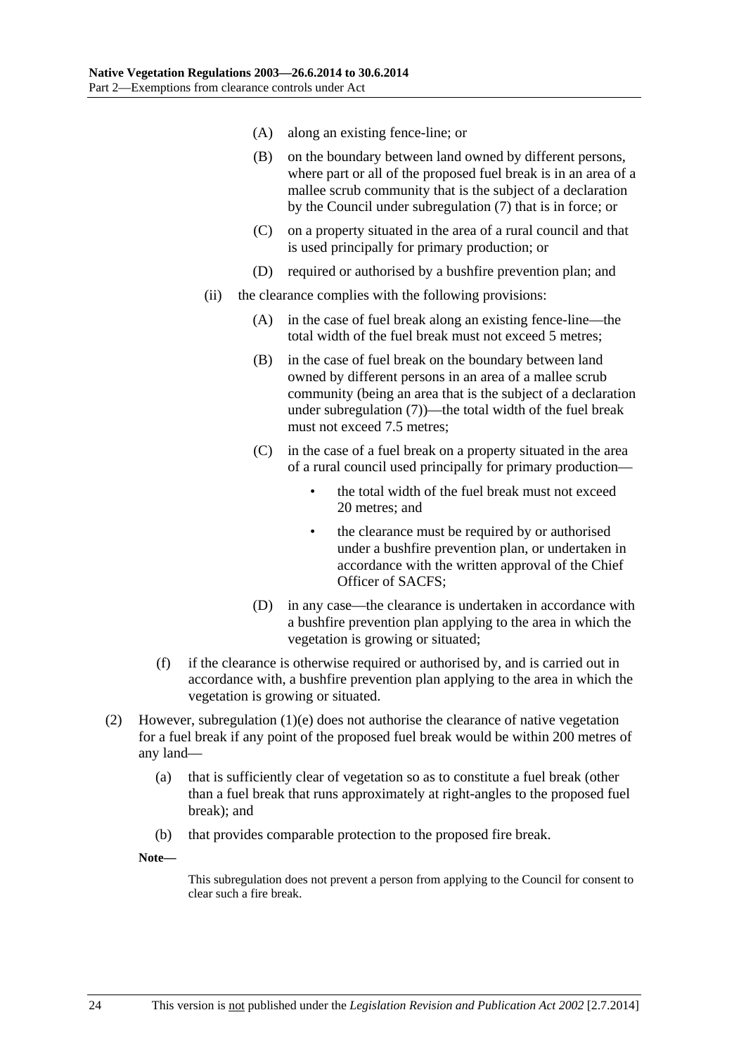(A) along an existing fence-line; or

(B) on the boundary between land owned by different persons, where part or all of the proposed fuel break is in an area of a mallee scrub community that is the subject of a declaration by the Council under subregulation (7) that is in force; or

(C) on a property situated in the area of a rural council and that is used principally for primary production; or

(D) required or authorised by a bushfire prevention plan; and

(ii) the clearance complies with the following provisions:

(A) in the case of fuel break along an existing fence-line—the total width of the fuel break must not exceed 5 metres;

(B) in the case of fuel break on the boundary between land owned by different persons in an area of a mallee scrub community (being an area that is the subject of a declaration under subregulation (7))—the total width of the fuel break must not exceed 7.5 metres;

(C) in the case of a fuel break on a property situated in the area of a rural council used principally for primary production—

- the total width of the fuel break must not exceed 20 metres; and
- the clearance must be required by or authorised under a bushfire prevention plan, or undertaken in accordance with the written approval of the Chief Officer of SACFS;

(D) in any case—the clearance is undertaken in accordance with a bushfire prevention plan applying to the area in which the vegetation is growing or situated;

(f) if the clearance is otherwise required or authorised by, and is carried out in accordance with, a bushfire prevention plan applying to the area in which the vegetation is growing or situated.

(2) However, subregulation (1)(e) does not authorise the clearance of native vegetation for a fuel break if any point of the proposed fuel break would be within 200 metres of any land—

(a) that is sufficiently clear of vegetation so as to constitute a fuel break (other than a fuel break that runs approximately at right-angles to the proposed fuel break); and

(b) that provides comparable protection to the proposed fire break.

**Note—**

This subregulation does not prevent a person from applying to the Council for consent to clear such a fire break.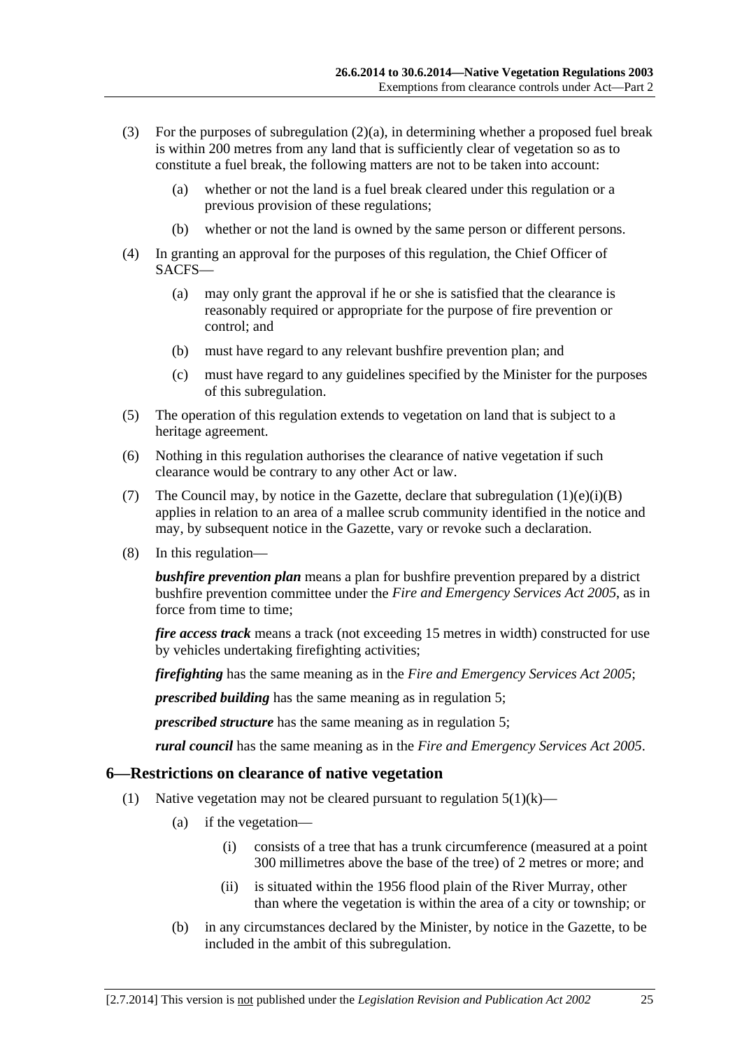(3) For the purposes of subregulation (2)(a), in determining whether a proposed fuel break is within 200 metres from any land that is sufficiently clear of vegetation so as to constitute a fuel break, the following matters are not to be taken into account:

  (a) whether or not the land is a fuel break cleared under this regulation or a previous provision of these regulations;

  (b) whether or not the land is owned by the same person or different persons.

(4) In granting an approval for the purposes of this regulation, the Chief Officer of SACFS—

  (a) may only grant the approval if he or she is satisfied that the clearance is reasonably required or appropriate for the purpose of fire prevention or control; and

  (b) must have regard to any relevant bushfire prevention plan; and

  (c) must have regard to any guidelines specified by the Minister for the purposes of this subregulation.

(5) The operation of this regulation extends to vegetation on land that is subject to a heritage agreement.

(6) Nothing in this regulation authorises the clearance of native vegetation if such clearance would be contrary to any other Act or law.

(7) The Council may, by notice in the Gazette, declare that subregulation (1)(e)(i)(B) applies in relation to an area of a mallee scrub community identified in the notice and may, by subsequent notice in the Gazette, vary or revoke such a declaration.

(8) In this regulation—

***bushfire prevention plan*** means a plan for bushfire prevention prepared by a district bushfire prevention committee under the *Fire and Emergency Services Act 2005*, as in force from time to time;

***fire access track*** means a track (not exceeding 15 metres in width) constructed for use by vehicles undertaking firefighting activities;

***firefighting*** has the same meaning as in the *Fire and Emergency Services Act 2005*;

***prescribed building*** has the same meaning as in regulation 5;

***prescribed structure*** has the same meaning as in regulation 5;

***rural council*** has the same meaning as in the *Fire and Emergency Services Act 2005*.

## 6—Restrictions on clearance of native vegetation

(1) Native vegetation may not be cleared pursuant to regulation 5(1)(k)—

  (a) if the vegetation—

    (i) consists of a tree that has a trunk circumference (measured at a point 300 millimetres above the base of the tree) of 2 metres or more; and

    (ii) is situated within the 1956 flood plain of the River Murray, other than where the vegetation is within the area of a city or township; or

  (b) in any circumstances declared by the Minister, by notice in the Gazette, to be included in the ambit of this subregulation.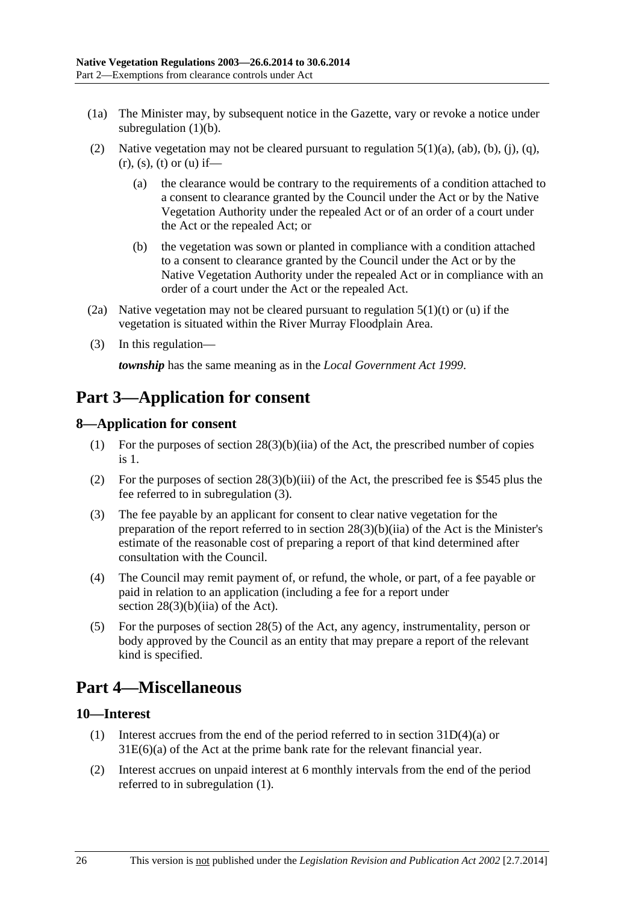(1a) The Minister may, by subsequent notice in the Gazette, vary or revoke a notice under subregulation (1)(b).

(2) Native vegetation may not be cleared pursuant to regulation 5(1)(a), (ab), (b), (j), (q), (r), (s), (t) or (u) if—

  (a) the clearance would be contrary to the requirements of a condition attached to a consent to clearance granted by the Council under the Act or by the Native Vegetation Authority under the repealed Act or of an order of a court under the Act or the repealed Act; or

  (b) the vegetation was sown or planted in compliance with a condition attached to a consent to clearance granted by the Council under the Act or by the Native Vegetation Authority under the repealed Act or in compliance with an order of a court under the Act or the repealed Act.

(2a) Native vegetation may not be cleared pursuant to regulation 5(1)(t) or (u) if the vegetation is situated within the River Murray Floodplain Area.

(3) In this regulation—

***township*** has the same meaning as in the *Local Government Act 1999*.

# Part 3—Application for consent

## 8—Application for consent

(1) For the purposes of section 28(3)(b)(iia) of the Act, the prescribed number of copies is 1.

(2) For the purposes of section 28(3)(b)(iii) of the Act, the prescribed fee is $545 plus the fee referred to in subregulation (3).

(3) The fee payable by an applicant for consent to clear native vegetation for the preparation of the report referred to in section 28(3)(b)(iia) of the Act is the Minister's estimate of the reasonable cost of preparing a report of that kind determined after consultation with the Council.

(4) The Council may remit payment of, or refund, the whole, or part, of a fee payable or paid in relation to an application (including a fee for a report under section 28(3)(b)(iia) of the Act).

(5) For the purposes of section 28(5) of the Act, any agency, instrumentality, person or body approved by the Council as an entity that may prepare a report of the relevant kind is specified.

# Part 4—Miscellaneous

## 10—Interest

(1) Interest accrues from the end of the period referred to in section 31D(4)(a) or 31E(6)(a) of the Act at the prime bank rate for the relevant financial year.

(2) Interest accrues on unpaid interest at 6 monthly intervals from the end of the period referred to in subregulation (1).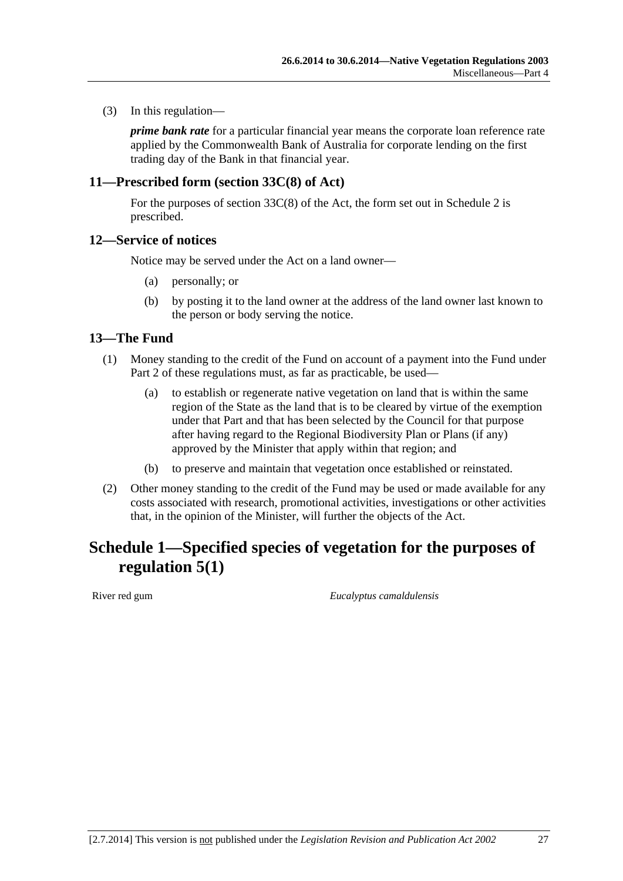(3) In this regulation—

***prime bank rate*** for a particular financial year means the corporate loan reference rate applied by the Commonwealth Bank of Australia for corporate lending on the first trading day of the Bank in that financial year.

### 11—Prescribed form (section 33C(8) of Act)

For the purposes of section 33C(8) of the Act, the form set out in Schedule 2 is prescribed.

### 12—Service of notices

Notice may be served under the Act on a land owner—

(a) personally; or

(b) by posting it to the land owner at the address of the land owner last known to the person or body serving the notice.

### 13—The Fund

(1) Money standing to the credit of the Fund on account of a payment into the Fund under Part 2 of these regulations must, as far as practicable, be used—

(a) to establish or regenerate native vegetation on land that is within the same region of the State as the land that is to be cleared by virtue of the exemption under that Part and that has been selected by the Council for that purpose after having regard to the Regional Biodiversity Plan or Plans (if any) approved by the Minister that apply within that region; and

(b) to preserve and maintain that vegetation once established or reinstated.

(2) Other money standing to the credit of the Fund may be used or made available for any costs associated with research, promotional activities, investigations or other activities that, in the opinion of the Minister, will further the objects of the Act.

## Schedule 1—Specified species of vegetation for the purposes of regulation 5(1)

| | |
|---|---|
| River red gum | *Eucalyptus camaldulensis* |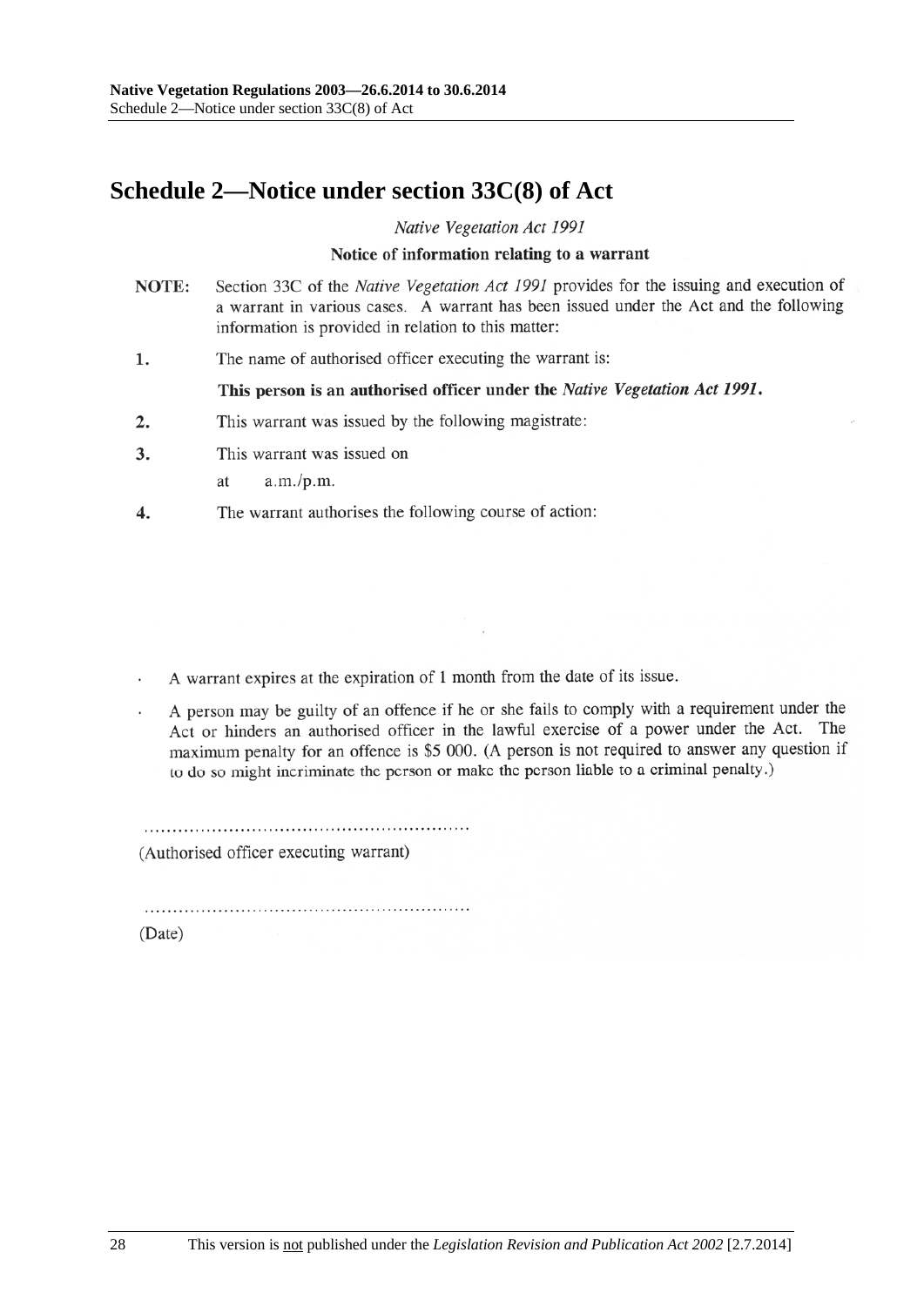# Schedule 2—Notice under section 33C(8) of Act

*Native Vegetation Act 1991*

**Notice of information relating to a warrant**

**NOTE:** Section 33C of the *Native Vegetation Act 1991* provides for the issuing and execution of a warrant in various cases. A warrant has been issued under the Act and the following information is provided in relation to this matter:

**1.** The name of authorised officer executing the warrant is:

**This person is an authorised officer under the *Native Vegetation Act 1991*.**

**2.** This warrant was issued by the following magistrate:

**3.** This warrant was issued on

at a.m./p.m.

**4.** The warrant authorises the following course of action:

- A warrant expires at the expiration of 1 month from the date of its issue.
- A person may be guilty of an offence if he or she fails to comply with a requirement under the Act or hinders an authorised officer in the lawful exercise of a power under the Act. The maximum penalty for an offence is $5 000. (A person is not required to answer any question if to do so might incriminate the person or make the person liable to a criminal penalty.)

..........................................................

(Authorised officer executing warrant)

..........................................................

(Date)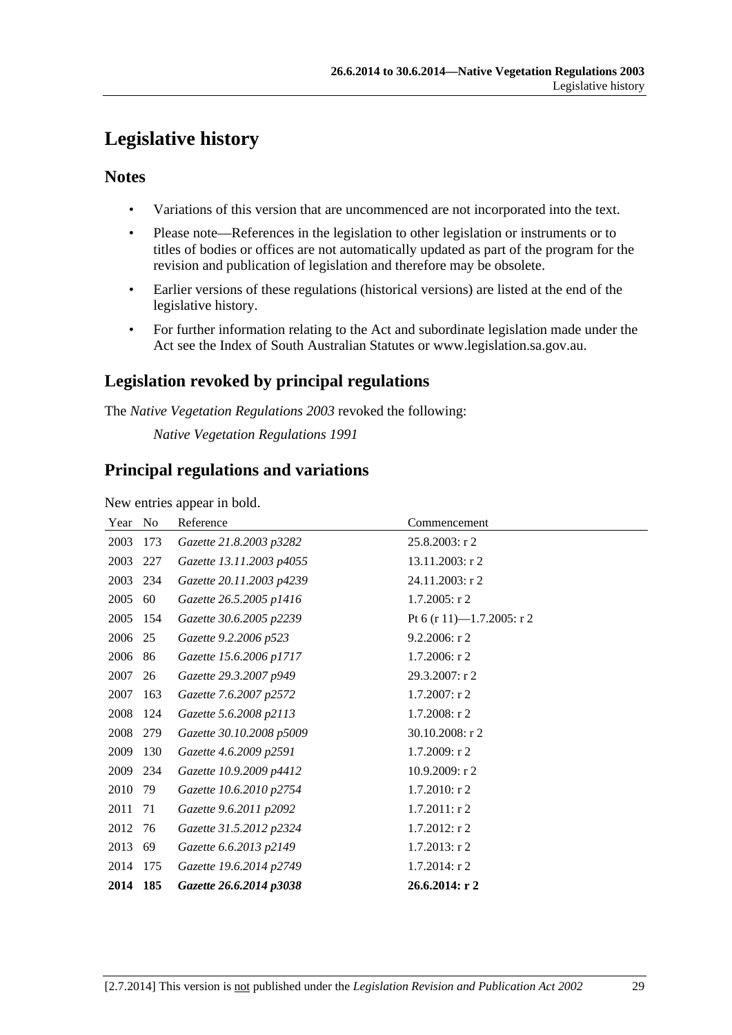# Legislative history

## Notes

- Variations of this version that are uncommenced are not incorporated into the text.
- Please note—References in the legislation to other legislation or instruments or to titles of bodies or offices are not automatically updated as part of the program for the revision and publication of legislation and therefore may be obsolete.
- Earlier versions of these regulations (historical versions) are listed at the end of the legislative history.
- For further information relating to the Act and subordinate legislation made under the Act see the Index of South Australian Statutes or www.legislation.sa.gov.au.

## Legislation revoked by principal regulations

The *Native Vegetation Regulations 2003* revoked the following:

*Native Vegetation Regulations 1991*

## Principal regulations and variations

New entries appear in bold.

| Year | No | Reference | Commencement |
|---|---|---|---|
| 2003 | 173 | *Gazette 21.8.2003 p3282* | 25.8.2003: r 2 |
| 2003 | 227 | *Gazette 13.11.2003 p4055* | 13.11.2003: r 2 |
| 2003 | 234 | *Gazette 20.11.2003 p4239* | 24.11.2003: r 2 |
| 2005 | 60 | *Gazette 26.5.2005 p1416* | 1.7.2005: r 2 |
| 2005 | 154 | *Gazette 30.6.2005 p2239* | Pt 6 (r 11)—1.7.2005: r 2 |
| 2006 | 25 | *Gazette 9.2.2006 p523* | 9.2.2006: r 2 |
| 2006 | 86 | *Gazette 15.6.2006 p1717* | 1.7.2006: r 2 |
| 2007 | 26 | *Gazette 29.3.2007 p949* | 29.3.2007: r 2 |
| 2007 | 163 | *Gazette 7.6.2007 p2572* | 1.7.2007: r 2 |
| 2008 | 124 | *Gazette 5.6.2008 p2113* | 1.7.2008: r 2 |
| 2008 | 279 | *Gazette 30.10.2008 p5009* | 30.10.2008: r 2 |
| 2009 | 130 | *Gazette 4.6.2009 p2591* | 1.7.2009: r 2 |
| 2009 | 234 | *Gazette 10.9.2009 p4412* | 10.9.2009: r 2 |
| 2010 | 79 | *Gazette 10.6.2010 p2754* | 1.7.2010: r 2 |
| 2011 | 71 | *Gazette 9.6.2011 p2092* | 1.7.2011: r 2 |
| 2012 | 76 | *Gazette 31.5.2012 p2324* | 1.7.2012: r 2 |
| 2013 | 69 | *Gazette 6.6.2013 p2149* | 1.7.2013: r 2 |
| 2014 | 175 | *Gazette 19.6.2014 p2749* | 1.7.2014: r 2 |
| **2014** | **185** | ***Gazette 26.6.2014 p3038*** | **26.6.2014: r 2** |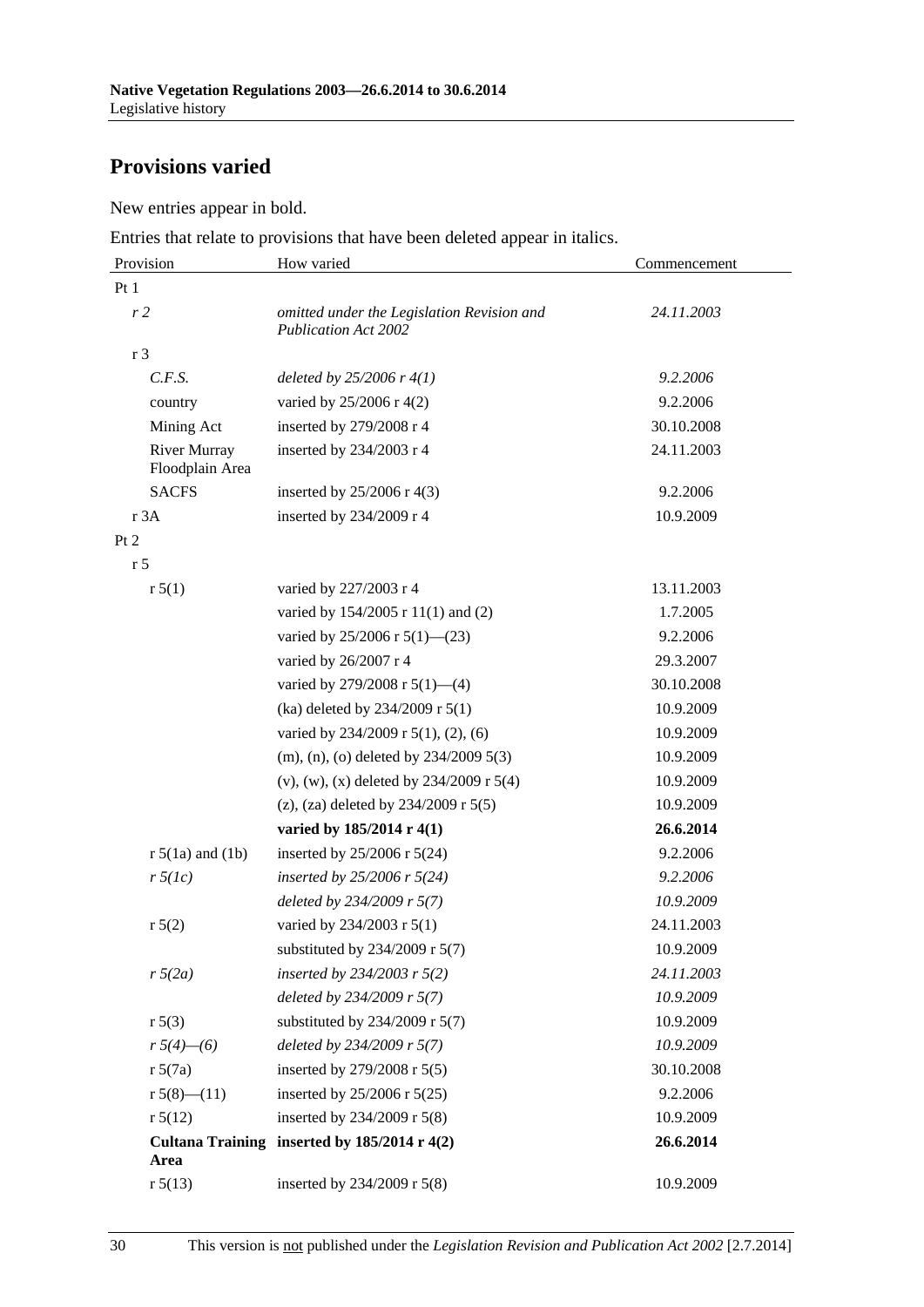## Provisions varied

New entries appear in bold.

Entries that relate to provisions that have been deleted appear in italics.

| Provision | How varied | Commencement |
|---|---|---|
| Pt 1 | | |
| *r 2* | *omitted under the Legislation Revision and Publication Act 2002* | *24.11.2003* |
| r 3 | | |
| *C.F.S.* | *deleted by 25/2006 r 4(1)* | *9.2.2006* |
| country | varied by 25/2006 r 4(2) | 9.2.2006 |
| Mining Act | inserted by 279/2008 r 4 | 30.10.2008 |
| River Murray Floodplain Area | inserted by 234/2003 r 4 | 24.11.2003 |
| SACFS | inserted by 25/2006 r 4(3) | 9.2.2006 |
| r 3A | inserted by 234/2009 r 4 | 10.9.2009 |
| Pt 2 | | |
| r 5 | | |
| r 5(1) | varied by 227/2003 r 4 | 13.11.2003 |
| | varied by 154/2005 r 11(1) and (2) | 1.7.2005 |
| | varied by 25/2006 r 5(1)—(23) | 9.2.2006 |
| | varied by 26/2007 r 4 | 29.3.2007 |
| | varied by 279/2008 r 5(1)—(4) | 30.10.2008 |
| | (ka) deleted by 234/2009 r 5(1) | 10.9.2009 |
| | varied by 234/2009 r 5(1), (2), (6) | 10.9.2009 |
| | (m), (n), (o) deleted by 234/2009 5(3) | 10.9.2009 |
| | (v), (w), (x) deleted by 234/2009 r 5(4) | 10.9.2009 |
| | (z), (za) deleted by 234/2009 r 5(5) | 10.9.2009 |
| | **varied by 185/2014 r 4(1)** | **26.6.2014** |
| r 5(1a) and (1b) | inserted by 25/2006 r 5(24) | 9.2.2006 |
| *r 5(1c)* | *inserted by 25/2006 r 5(24)* | *9.2.2006* |
| | *deleted by 234/2009 r 5(7)* | *10.9.2009* |
| r 5(2) | varied by 234/2003 r 5(1) | 24.11.2003 |
| | substituted by 234/2009 r 5(7) | 10.9.2009 |
| *r 5(2a)* | *inserted by 234/2003 r 5(2)* | *24.11.2003* |
| | *deleted by 234/2009 r 5(7)* | *10.9.2009* |
| r 5(3) | substituted by 234/2009 r 5(7) | 10.9.2009 |
| *r 5(4)—(6)* | *deleted by 234/2009 r 5(7)* | *10.9.2009* |
| r 5(7a) | inserted by 279/2008 r 5(5) | 30.10.2008 |
| r 5(8)—(11) | inserted by 25/2006 r 5(25) | 9.2.2006 |
| r 5(12) | inserted by 234/2009 r 5(8) | 10.9.2009 |
| **Cultana Training Area** | **inserted by 185/2014 r 4(2)** | **26.6.2014** |
| r 5(13) | inserted by 234/2009 r 5(8) | 10.9.2009 |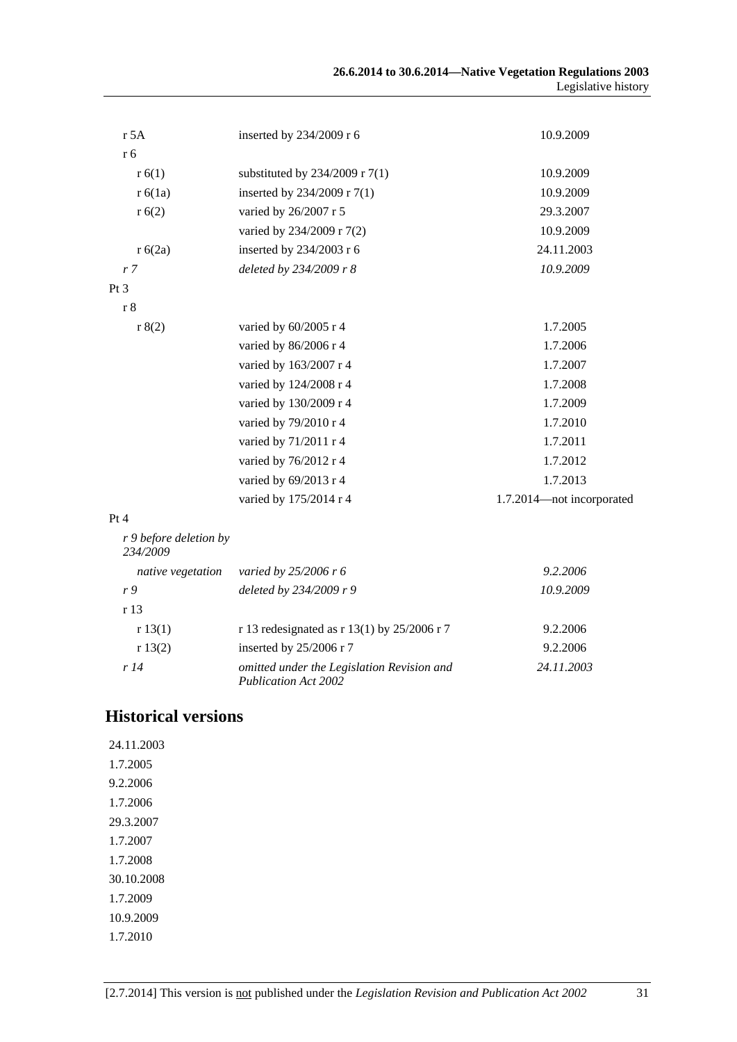| | | |
|---|---|---|
| r 5A | inserted by 234/2009 r 6 | 10.9.2009 |
| r 6 | | |
| r 6(1) | substituted by 234/2009 r 7(1) | 10.9.2009 |
| r 6(1a) | inserted by 234/2009 r 7(1) | 10.9.2009 |
| r 6(2) | varied by 26/2007 r 5 | 29.3.2007 |
| | varied by 234/2009 r 7(2) | 10.9.2009 |
| r 6(2a) | inserted by 234/2003 r 6 | 24.11.2003 |
| *r 7* | *deleted by 234/2009 r 8* | *10.9.2009* |
| Pt 3 | | |
| r 8 | | |
| r 8(2) | varied by 60/2005 r 4 | 1.7.2005 |
| | varied by 86/2006 r 4 | 1.7.2006 |
| | varied by 163/2007 r 4 | 1.7.2007 |
| | varied by 124/2008 r 4 | 1.7.2008 |
| | varied by 130/2009 r 4 | 1.7.2009 |
| | varied by 79/2010 r 4 | 1.7.2010 |
| | varied by 71/2011 r 4 | 1.7.2011 |
| | varied by 76/2012 r 4 | 1.7.2012 |
| | varied by 69/2013 r 4 | 1.7.2013 |
| | varied by 175/2014 r 4 | 1.7.2014—not incorporated |
| Pt 4 | | |
| *r 9 before deletion by 234/2009* | | |
| *native vegetation* | *varied by 25/2006 r 6* | *9.2.2006* |
| *r 9* | *deleted by 234/2009 r 9* | *10.9.2009* |
| r 13 | | |
| r 13(1) | r 13 redesignated as r 13(1) by 25/2006 r 7 | 9.2.2006 |
| r 13(2) | inserted by 25/2006 r 7 | 9.2.2006 |
| *r 14* | *omitted under the Legislation Revision and Publication Act 2002* | *24.11.2003* |

## Historical versions

24.11.2003
1.7.2005
9.2.2006
1.7.2006
29.3.2007
1.7.2007
1.7.2008
30.10.2008
1.7.2009
10.9.2009
1.7.2010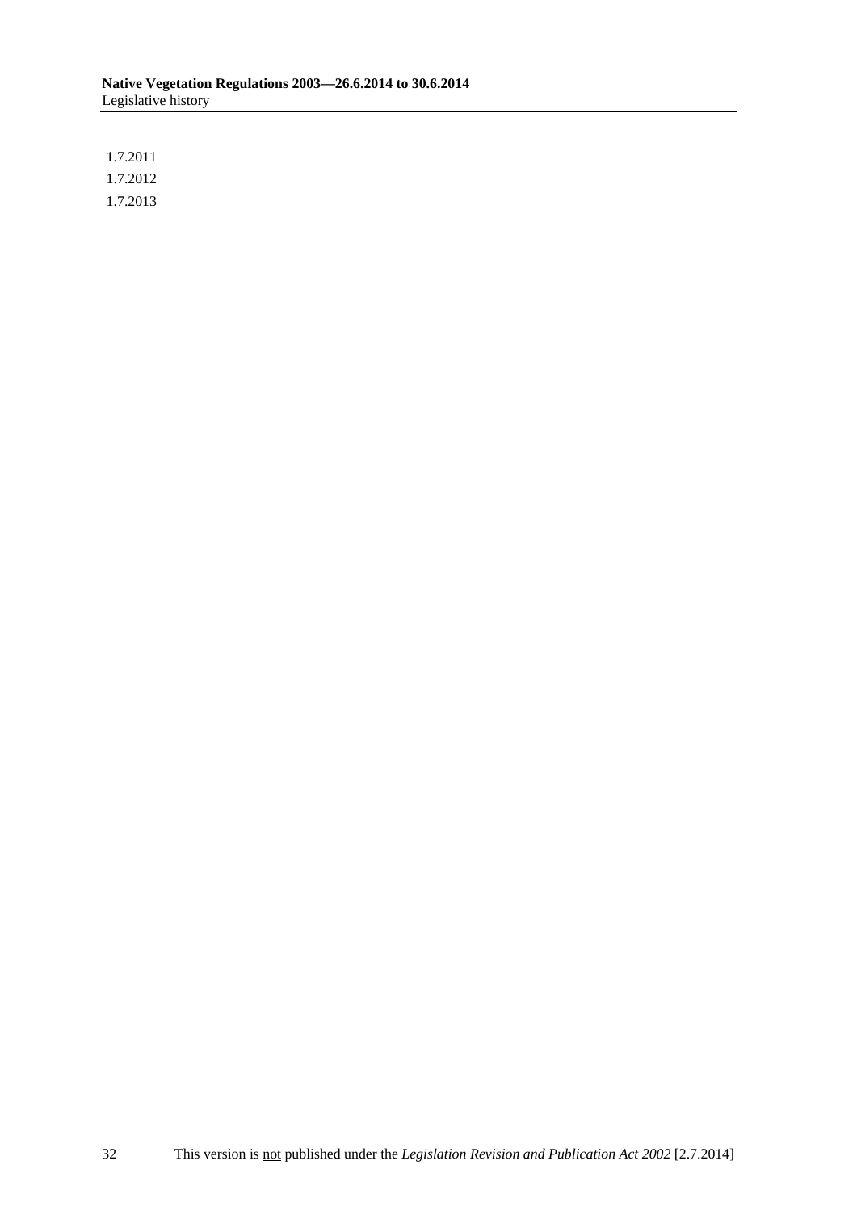1.7.2011

1.7.2012

1.7.2013